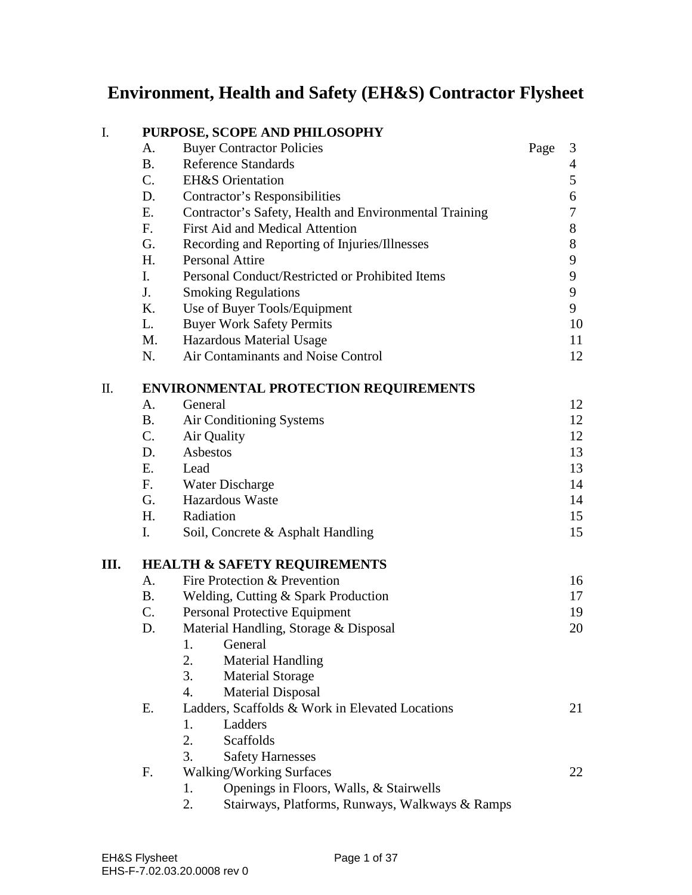# Environment, Health and Safety (EH&S) Contractor Flysheet

| | | | Page |
|---|---|---|---|
| I. | **PURPOSE, SCOPE AND PHILOSOPHY** | | |
| | A. | Buyer Contractor Policies | 3 |
| | B. | Reference Standards | 4 |
| | C. | EH&S Orientation | 5 |
| | D. | Contractor's Responsibilities | 6 |
| | E. | Contractor's Safety, Health and Environmental Training | 7 |
| | F. | First Aid and Medical Attention | 8 |
| | G. | Recording and Reporting of Injuries/Illnesses | 8 |
| | H. | Personal Attire | 9 |
| | I. | Personal Conduct/Restricted or Prohibited Items | 9 |
| | J. | Smoking Regulations | 9 |
| | K. | Use of Buyer Tools/Equipment | 9 |
| | L. | Buyer Work Safety Permits | 10 |
| | M. | Hazardous Material Usage | 11 |
| | N. | Air Contaminants and Noise Control | 12 |
| II. | **ENVIRONMENTAL PROTECTION REQUIREMENTS** | | |
| | A. | General | 12 |
| | B. | Air Conditioning Systems | 12 |
| | C. | Air Quality | 12 |
| | D. | Asbestos | 13 |
| | E. | Lead | 13 |
| | F. | Water Discharge | 14 |
| | G. | Hazardous Waste | 14 |
| | H. | Radiation | 15 |
| | I. | Soil, Concrete & Asphalt Handling | 15 |
| **III.** | **HEALTH & SAFETY REQUIREMENTS** | | |
| | A. | Fire Protection & Prevention | 16 |
| | B. | Welding, Cutting & Spark Production | 17 |
| | C. | Personal Protective Equipment | 19 |
| | D. | Material Handling, Storage & Disposal | 20 |
| | | 1. General | |
| | | 2. Material Handling | |
| | | 3. Material Storage | |
| | | 4. Material Disposal | |
| | E. | Ladders, Scaffolds & Work in Elevated Locations | 21 |
| | | 1. Ladders | |
| | | 2. Scaffolds | |
| | | 3. Safety Harnesses | |
| | F. | Walking/Working Surfaces | 22 |
| | | 1. Openings in Floors, Walls, & Stairwells | |
| | | 2. Stairways, Platforms, Runways, Walkways & Ramps | |

EH&S Flysheet
EHS-F-7.02.03.20.0008 rev 0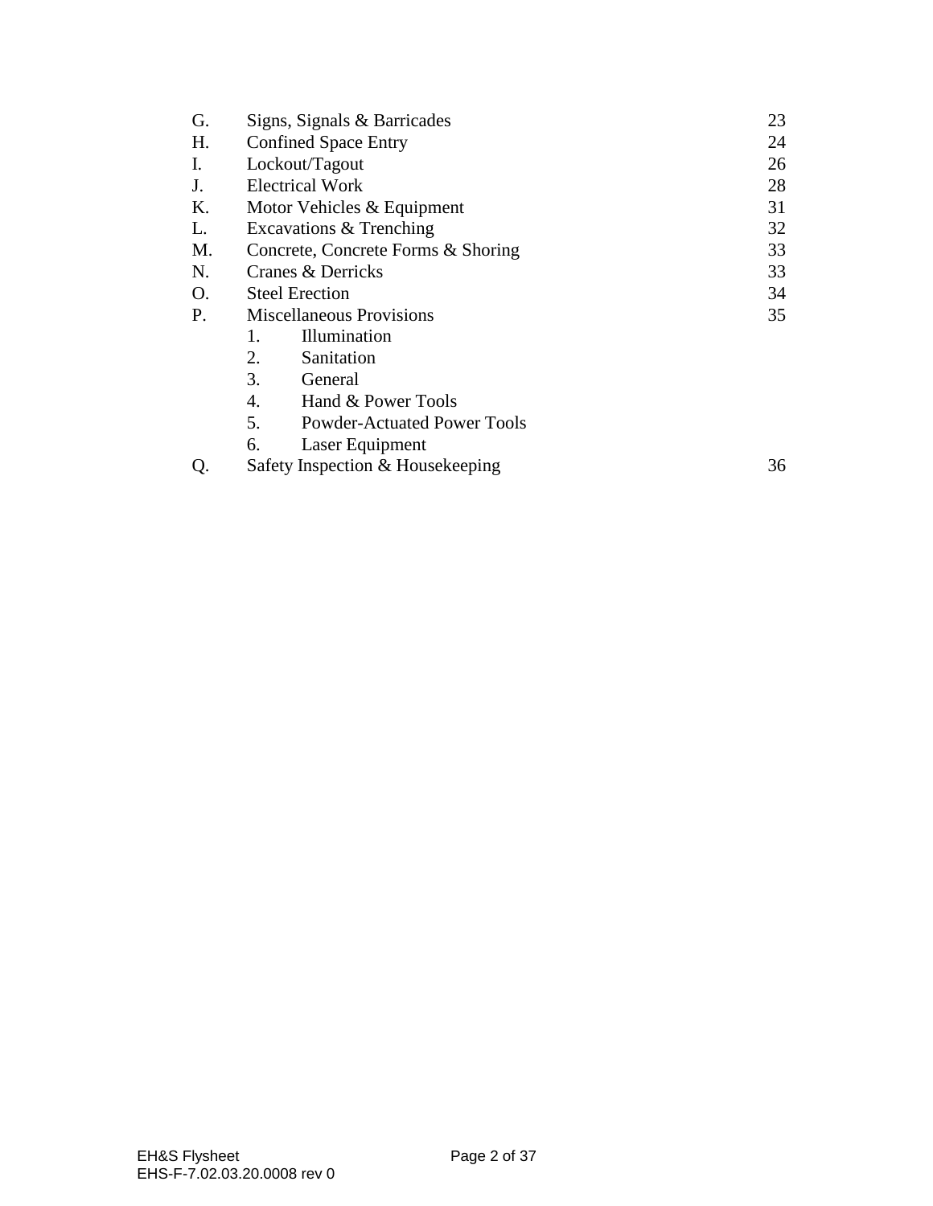| | | |
|---|---|---|
| G. | Signs, Signals & Barricades | 23 |
| H. | Confined Space Entry | 24 |
| I. | Lockout/Tagout | 26 |
| J. | Electrical Work | 28 |
| K. | Motor Vehicles & Equipment | 31 |
| L. | Excavations & Trenching | 32 |
| M. | Concrete, Concrete Forms & Shoring | 33 |
| N. | Cranes & Derricks | 33 |
| O. | Steel Erection | 34 |
| P. | Miscellaneous Provisions | 35 |
| | 1. Illumination | |
| | 2. Sanitation | |
| | 3. General | |
| | 4. Hand & Power Tools | |
| | 5. Powder-Actuated Power Tools | |
| | 6. Laser Equipment | |
| Q. | Safety Inspection & Housekeeping | 36 |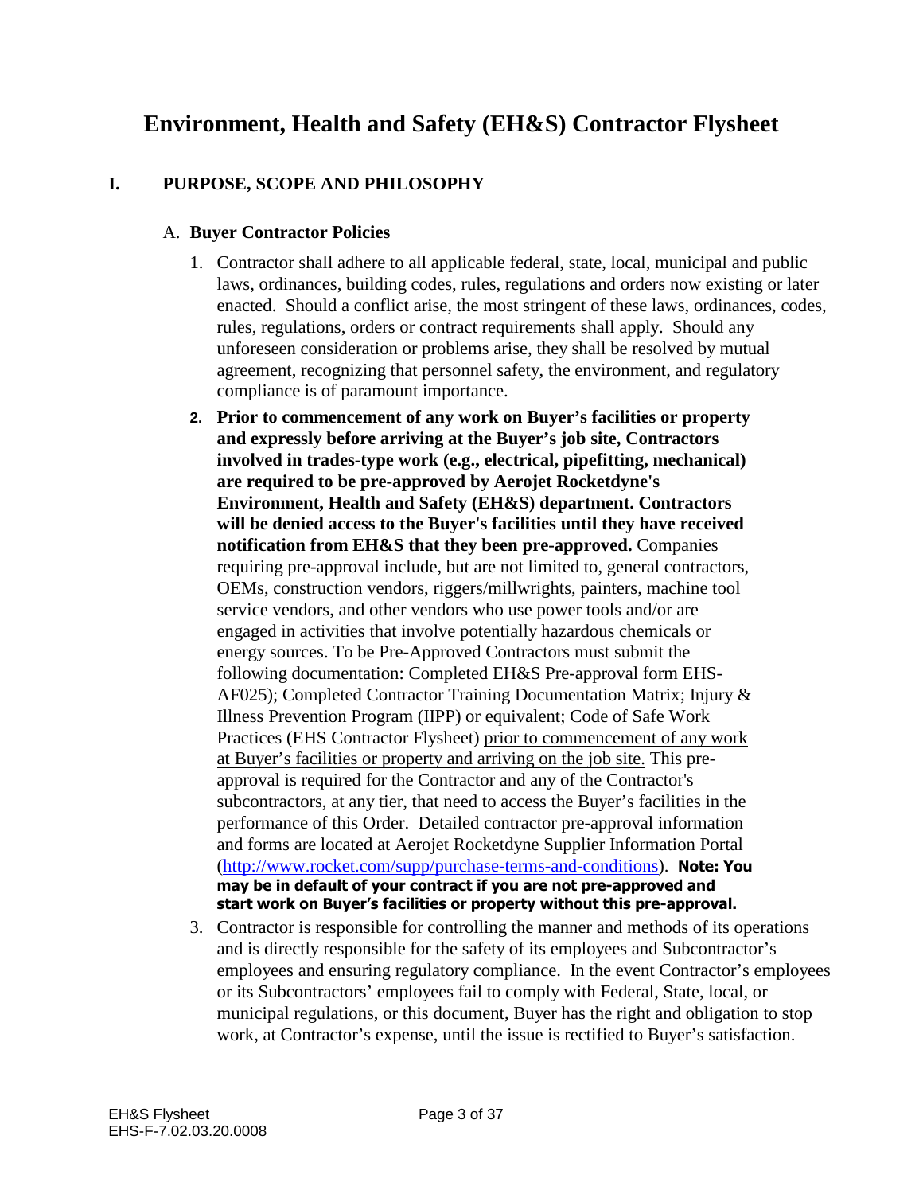# Environment, Health and Safety (EH&S) Contractor Flysheet

## I. PURPOSE, SCOPE AND PHILOSOPHY

### A. Buyer Contractor Policies

1. Contractor shall adhere to all applicable federal, state, local, municipal and public laws, ordinances, building codes, rules, regulations and orders now existing or later enacted. Should a conflict arise, the most stringent of these laws, ordinances, codes, rules, regulations, orders or contract requirements shall apply. Should any unforeseen consideration or problems arise, they shall be resolved by mutual agreement, recognizing that personnel safety, the environment, and regulatory compliance is of paramount importance.
2. **Prior to commencement of any work on Buyer's facilities or property and expressly before arriving at the Buyer's job site, Contractors involved in trades-type work (e.g., electrical, pipefitting, mechanical) are required to be pre-approved by Aerojet Rocketdyne's Environment, Health and Safety (EH&S) department. Contractors will be denied access to the Buyer's facilities until they have received notification from EH&S that they been pre-approved.** Companies requiring pre-approval include, but are not limited to, general contractors, OEMs, construction vendors, riggers/millwrights, painters, machine tool service vendors, and other vendors who use power tools and/or are engaged in activities that involve potentially hazardous chemicals or energy sources. To be Pre-Approved Contractors must submit the following documentation: Completed EH&S Pre-approval form EHS-AF025); Completed Contractor Training Documentation Matrix; Injury & Illness Prevention Program (IIPP) or equivalent; Code of Safe Work Practices (EHS Contractor Flysheet) <u>prior to commencement of any work at Buyer's facilities or property and arriving on the job site.</u> This pre-approval is required for the Contractor and any of the Contractor's subcontractors, at any tier, that need to access the Buyer's facilities in the performance of this Order. Detailed contractor pre-approval information and forms are located at Aerojet Rocketdyne Supplier Information Portal ([http://www.rocket.com/supp/purchase-terms-and-conditions](http://www.rocket.com/supp/purchase-terms-and-conditions)). **Note: You may be in default of your contract if you are not pre-approved and start work on Buyer's facilities or property without this pre-approval.**
3. Contractor is responsible for controlling the manner and methods of its operations and is directly responsible for the safety of its employees and Subcontractor's employees and ensuring regulatory compliance. In the event Contractor's employees or its Subcontractors' employees fail to comply with Federal, State, local, or municipal regulations, or this document, Buyer has the right and obligation to stop work, at Contractor's expense, until the issue is rectified to Buyer's satisfaction.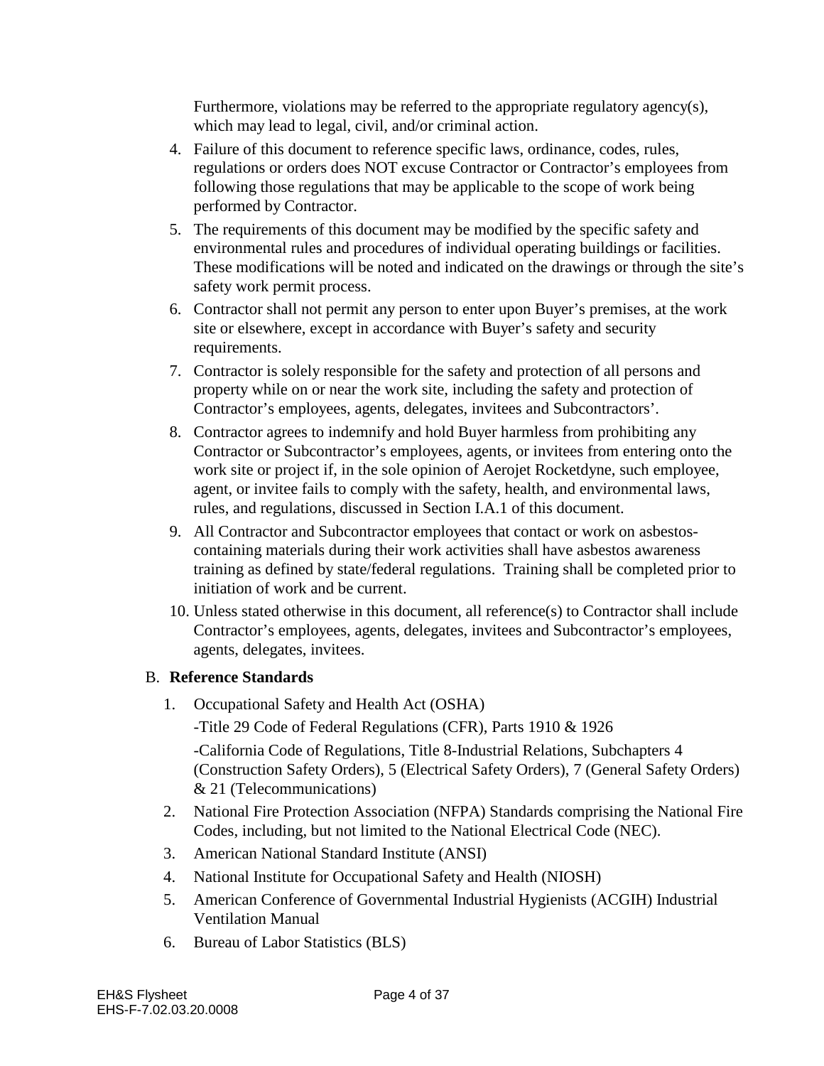Furthermore, violations may be referred to the appropriate regulatory agency(s), which may lead to legal, civil, and/or criminal action.

4. Failure of this document to reference specific laws, ordinance, codes, rules, regulations or orders does NOT excuse Contractor or Contractor's employees from following those regulations that may be applicable to the scope of work being performed by Contractor.
5. The requirements of this document may be modified by the specific safety and environmental rules and procedures of individual operating buildings or facilities. These modifications will be noted and indicated on the drawings or through the site's safety work permit process.
6. Contractor shall not permit any person to enter upon Buyer's premises, at the work site or elsewhere, except in accordance with Buyer's safety and security requirements.
7. Contractor is solely responsible for the safety and protection of all persons and property while on or near the work site, including the safety and protection of Contractor's employees, agents, delegates, invitees and Subcontractors'.
8. Contractor agrees to indemnify and hold Buyer harmless from prohibiting any Contractor or Subcontractor's employees, agents, or invitees from entering onto the work site or project if, in the sole opinion of Aerojet Rocketdyne, such employee, agent, or invitee fails to comply with the safety, health, and environmental laws, rules, and regulations, discussed in Section I.A.1 of this document.
9. All Contractor and Subcontractor employees that contact or work on asbestos-containing materials during their work activities shall have asbestos awareness training as defined by state/federal regulations. Training shall be completed prior to initiation of work and be current.
10. Unless stated otherwise in this document, all reference(s) to Contractor shall include Contractor's employees, agents, delegates, invitees and Subcontractor's employees, agents, delegates, invitees.

B. **Reference Standards**

1. Occupational Safety and Health Act (OSHA)

   -Title 29 Code of Federal Regulations (CFR), Parts 1910 & 1926

   -California Code of Regulations, Title 8-Industrial Relations, Subchapters 4 (Construction Safety Orders), 5 (Electrical Safety Orders), 7 (General Safety Orders) & 21 (Telecommunications)
2. National Fire Protection Association (NFPA) Standards comprising the National Fire Codes, including, but not limited to the National Electrical Code (NEC).
3. American National Standard Institute (ANSI)
4. National Institute for Occupational Safety and Health (NIOSH)
5. American Conference of Governmental Industrial Hygienists (ACGIH) Industrial Ventilation Manual
6. Bureau of Labor Statistics (BLS)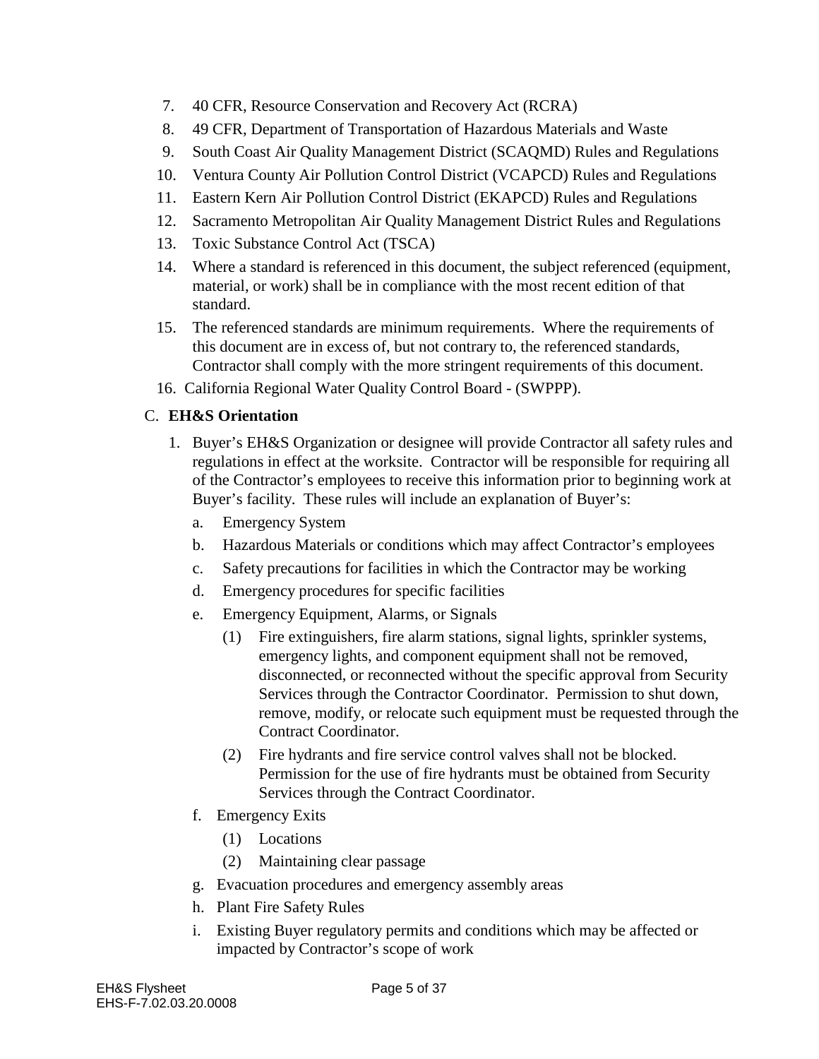7. 40 CFR, Resource Conservation and Recovery Act (RCRA)
8. 49 CFR, Department of Transportation of Hazardous Materials and Waste
9. South Coast Air Quality Management District (SCAQMD) Rules and Regulations
10. Ventura County Air Pollution Control District (VCAPCD) Rules and Regulations
11. Eastern Kern Air Pollution Control District (EKAPCD) Rules and Regulations
12. Sacramento Metropolitan Air Quality Management District Rules and Regulations
13. Toxic Substance Control Act (TSCA)
14. Where a standard is referenced in this document, the subject referenced (equipment, material, or work) shall be in compliance with the most recent edition of that standard.
15. The referenced standards are minimum requirements. Where the requirements of this document are in excess of, but not contrary to, the referenced standards, Contractor shall comply with the more stringent requirements of this document.
16. California Regional Water Quality Control Board - (SWPPP).

C. **EH&S Orientation**

1. Buyer's EH&S Organization or designee will provide Contractor all safety rules and regulations in effect at the worksite. Contractor will be responsible for requiring all of the Contractor's employees to receive this information prior to beginning work at Buyer's facility. These rules will include an explanation of Buyer's:
    a. Emergency System
    b. Hazardous Materials or conditions which may affect Contractor's employees
    c. Safety precautions for facilities in which the Contractor may be working
    d. Emergency procedures for specific facilities
    e. Emergency Equipment, Alarms, or Signals
        (1) Fire extinguishers, fire alarm stations, signal lights, sprinkler systems, emergency lights, and component equipment shall not be removed, disconnected, or reconnected without the specific approval from Security Services through the Contractor Coordinator. Permission to shut down, remove, modify, or relocate such equipment must be requested through the Contract Coordinator.
        (2) Fire hydrants and fire service control valves shall not be blocked. Permission for the use of fire hydrants must be obtained from Security Services through the Contract Coordinator.
    f. Emergency Exits
        (1) Locations
        (2) Maintaining clear passage
    g. Evacuation procedures and emergency assembly areas
    h. Plant Fire Safety Rules
    i. Existing Buyer regulatory permits and conditions which may be affected or impacted by Contractor's scope of work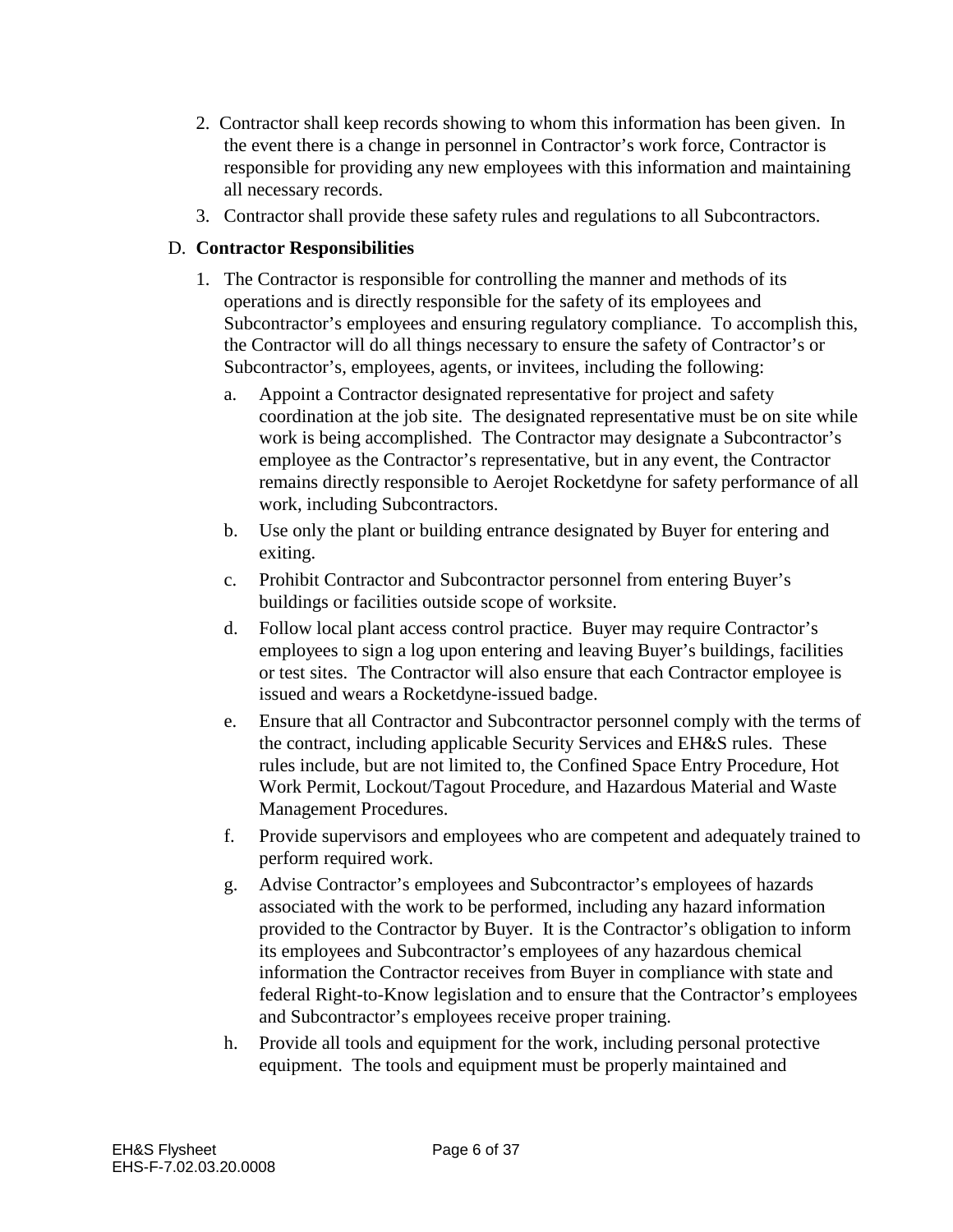2. Contractor shall keep records showing to whom this information has been given. In the event there is a change in personnel in Contractor's work force, Contractor is responsible for providing any new employees with this information and maintaining all necessary records.
3. Contractor shall provide these safety rules and regulations to all Subcontractors.

D. **Contractor Responsibilities**

1. The Contractor is responsible for controlling the manner and methods of its operations and is directly responsible for the safety of its employees and Subcontractor's employees and ensuring regulatory compliance. To accomplish this, the Contractor will do all things necessary to ensure the safety of Contractor's or Subcontractor's, employees, agents, or invitees, including the following:
   a. Appoint a Contractor designated representative for project and safety coordination at the job site. The designated representative must be on site while work is being accomplished. The Contractor may designate a Subcontractor's employee as the Contractor's representative, but in any event, the Contractor remains directly responsible to Aerojet Rocketdyne for safety performance of all work, including Subcontractors.
   b. Use only the plant or building entrance designated by Buyer for entering and exiting.
   c. Prohibit Contractor and Subcontractor personnel from entering Buyer's buildings or facilities outside scope of worksite.
   d. Follow local plant access control practice. Buyer may require Contractor's employees to sign a log upon entering and leaving Buyer's buildings, facilities or test sites. The Contractor will also ensure that each Contractor employee is issued and wears a Rocketdyne-issued badge.
   e. Ensure that all Contractor and Subcontractor personnel comply with the terms of the contract, including applicable Security Services and EH&S rules. These rules include, but are not limited to, the Confined Space Entry Procedure, Hot Work Permit, Lockout/Tagout Procedure, and Hazardous Material and Waste Management Procedures.
   f. Provide supervisors and employees who are competent and adequately trained to perform required work.
   g. Advise Contractor's employees and Subcontractor's employees of hazards associated with the work to be performed, including any hazard information provided to the Contractor by Buyer. It is the Contractor's obligation to inform its employees and Subcontractor's employees of any hazardous chemical information the Contractor receives from Buyer in compliance with state and federal Right-to-Know legislation and to ensure that the Contractor's employees and Subcontractor's employees receive proper training.
   h. Provide all tools and equipment for the work, including personal protective equipment. The tools and equipment must be properly maintained and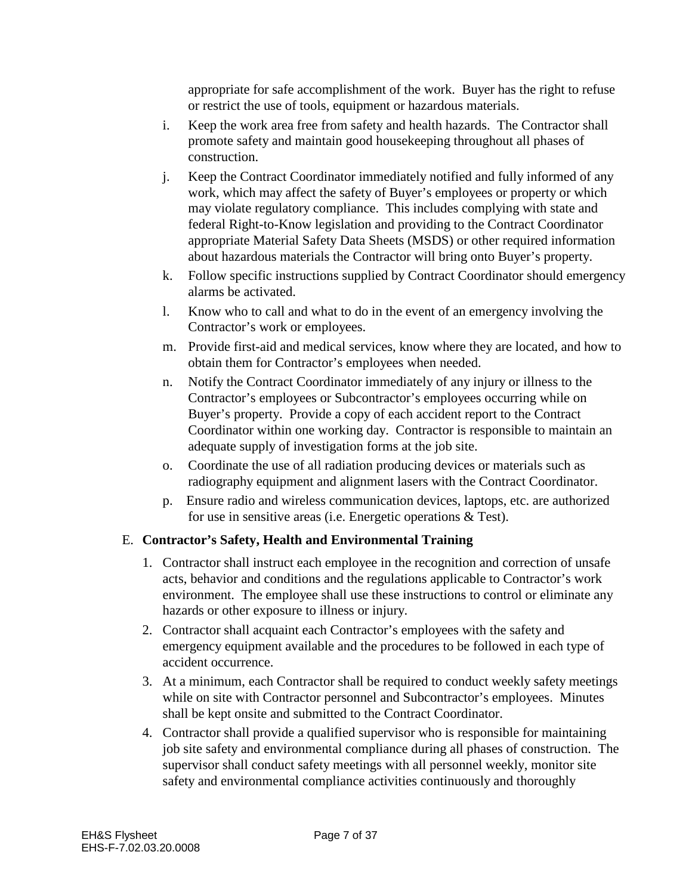appropriate for safe accomplishment of the work. Buyer has the right to refuse or restrict the use of tools, equipment or hazardous materials.

i. Keep the work area free from safety and health hazards. The Contractor shall promote safety and maintain good housekeeping throughout all phases of construction.

j. Keep the Contract Coordinator immediately notified and fully informed of any work, which may affect the safety of Buyer's employees or property or which may violate regulatory compliance. This includes complying with state and federal Right-to-Know legislation and providing to the Contract Coordinator appropriate Material Safety Data Sheets (MSDS) or other required information about hazardous materials the Contractor will bring onto Buyer's property.

k. Follow specific instructions supplied by Contract Coordinator should emergency alarms be activated.

l. Know who to call and what to do in the event of an emergency involving the Contractor's work or employees.

m. Provide first-aid and medical services, know where they are located, and how to obtain them for Contractor's employees when needed.

n. Notify the Contract Coordinator immediately of any injury or illness to the Contractor's employees or Subcontractor's employees occurring while on Buyer's property. Provide a copy of each accident report to the Contract Coordinator within one working day. Contractor is responsible to maintain an adequate supply of investigation forms at the job site.

o. Coordinate the use of all radiation producing devices or materials such as radiography equipment and alignment lasers with the Contract Coordinator.

p. Ensure radio and wireless communication devices, laptops, etc. are authorized for use in sensitive areas (i.e. Energetic operations & Test).

E. **Contractor's Safety, Health and Environmental Training**

1. Contractor shall instruct each employee in the recognition and correction of unsafe acts, behavior and conditions and the regulations applicable to Contractor's work environment. The employee shall use these instructions to control or eliminate any hazards or other exposure to illness or injury.
2. Contractor shall acquaint each Contractor's employees with the safety and emergency equipment available and the procedures to be followed in each type of accident occurrence.
3. At a minimum, each Contractor shall be required to conduct weekly safety meetings while on site with Contractor personnel and Subcontractor's employees. Minutes shall be kept onsite and submitted to the Contract Coordinator.
4. Contractor shall provide a qualified supervisor who is responsible for maintaining job site safety and environmental compliance during all phases of construction. The supervisor shall conduct safety meetings with all personnel weekly, monitor site safety and environmental compliance activities continuously and thoroughly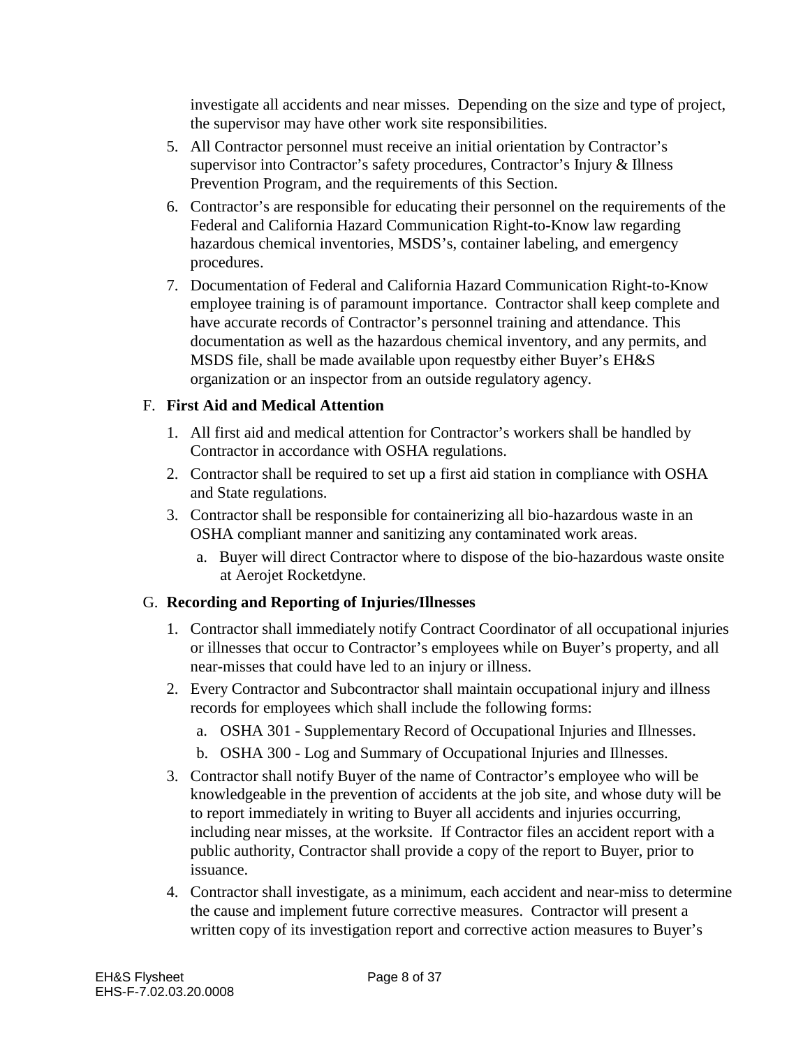investigate all accidents and near misses. Depending on the size and type of project, the supervisor may have other work site responsibilities.

5. All Contractor personnel must receive an initial orientation by Contractor's supervisor into Contractor's safety procedures, Contractor's Injury & Illness Prevention Program, and the requirements of this Section.
6. Contractor's are responsible for educating their personnel on the requirements of the Federal and California Hazard Communication Right-to-Know law regarding hazardous chemical inventories, MSDS's, container labeling, and emergency procedures.
7. Documentation of Federal and California Hazard Communication Right-to-Know employee training is of paramount importance. Contractor shall keep complete and have accurate records of Contractor's personnel training and attendance. This documentation as well as the hazardous chemical inventory, and any permits, and MSDS file, shall be made available upon requestby either Buyer's EH&S organization or an inspector from an outside regulatory agency.

F. **First Aid and Medical Attention**

1. All first aid and medical attention for Contractor's workers shall be handled by Contractor in accordance with OSHA regulations.
2. Contractor shall be required to set up a first aid station in compliance with OSHA and State regulations.
3. Contractor shall be responsible for containerizing all bio-hazardous waste in an OSHA compliant manner and sanitizing any contaminated work areas.
   a. Buyer will direct Contractor where to dispose of the bio-hazardous waste onsite at Aerojet Rocketdyne.

G. **Recording and Reporting of Injuries/Illnesses**

1. Contractor shall immediately notify Contract Coordinator of all occupational injuries or illnesses that occur to Contractor's employees while on Buyer's property, and all near-misses that could have led to an injury or illness.
2. Every Contractor and Subcontractor shall maintain occupational injury and illness records for employees which shall include the following forms:
   a. OSHA 301 - Supplementary Record of Occupational Injuries and Illnesses.
   b. OSHA 300 - Log and Summary of Occupational Injuries and Illnesses.
3. Contractor shall notify Buyer of the name of Contractor's employee who will be knowledgeable in the prevention of accidents at the job site, and whose duty will be to report immediately in writing to Buyer all accidents and injuries occurring, including near misses, at the worksite. If Contractor files an accident report with a public authority, Contractor shall provide a copy of the report to Buyer, prior to issuance.
4. Contractor shall investigate, as a minimum, each accident and near-miss to determine the cause and implement future corrective measures. Contractor will present a written copy of its investigation report and corrective action measures to Buyer's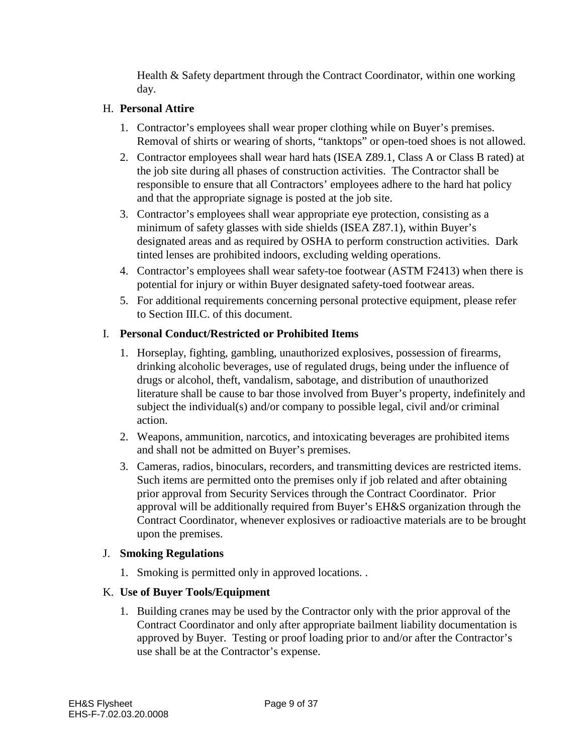Health & Safety department through the Contract Coordinator, within one working day.

### H. **Personal Attire**

1. Contractor’s employees shall wear proper clothing while on Buyer’s premises. Removal of shirts or wearing of shorts, “tanktops” or open-toed shoes is not allowed.
2. Contractor employees shall wear hard hats (ISEA Z89.1, Class A or Class B rated) at the job site during all phases of construction activities. The Contractor shall be responsible to ensure that all Contractors’ employees adhere to the hard hat policy and that the appropriate signage is posted at the job site.
3. Contractor’s employees shall wear appropriate eye protection, consisting as a minimum of safety glasses with side shields (ISEA Z87.1), within Buyer’s designated areas and as required by OSHA to perform construction activities. Dark tinted lenses are prohibited indoors, excluding welding operations.
4. Contractor’s employees shall wear safety-toe footwear (ASTM F2413) when there is potential for injury or within Buyer designated safety-toed footwear areas.
5. For additional requirements concerning personal protective equipment, please refer to Section III.C. of this document.

### I. **Personal Conduct/Restricted or Prohibited Items**

1. Horseplay, fighting, gambling, unauthorized explosives, possession of firearms, drinking alcoholic beverages, use of regulated drugs, being under the influence of drugs or alcohol, theft, vandalism, sabotage, and distribution of unauthorized literature shall be cause to bar those involved from Buyer’s property, indefinitely and subject the individual(s) and/or company to possible legal, civil and/or criminal action.
2. Weapons, ammunition, narcotics, and intoxicating beverages are prohibited items and shall not be admitted on Buyer’s premises.
3. Cameras, radios, binoculars, recorders, and transmitting devices are restricted items. Such items are permitted onto the premises only if job related and after obtaining prior approval from Security Services through the Contract Coordinator. Prior approval will be additionally required from Buyer’s EH&S organization through the Contract Coordinator, whenever explosives or radioactive materials are to be brought upon the premises.

### J. **Smoking Regulations**

1. Smoking is permitted only in approved locations. .

### K. **Use of Buyer Tools/Equipment**

1. Building cranes may be used by the Contractor only with the prior approval of the Contract Coordinator and only after appropriate bailment liability documentation is approved by Buyer. Testing or proof loading prior to and/or after the Contractor’s use shall be at the Contractor’s expense.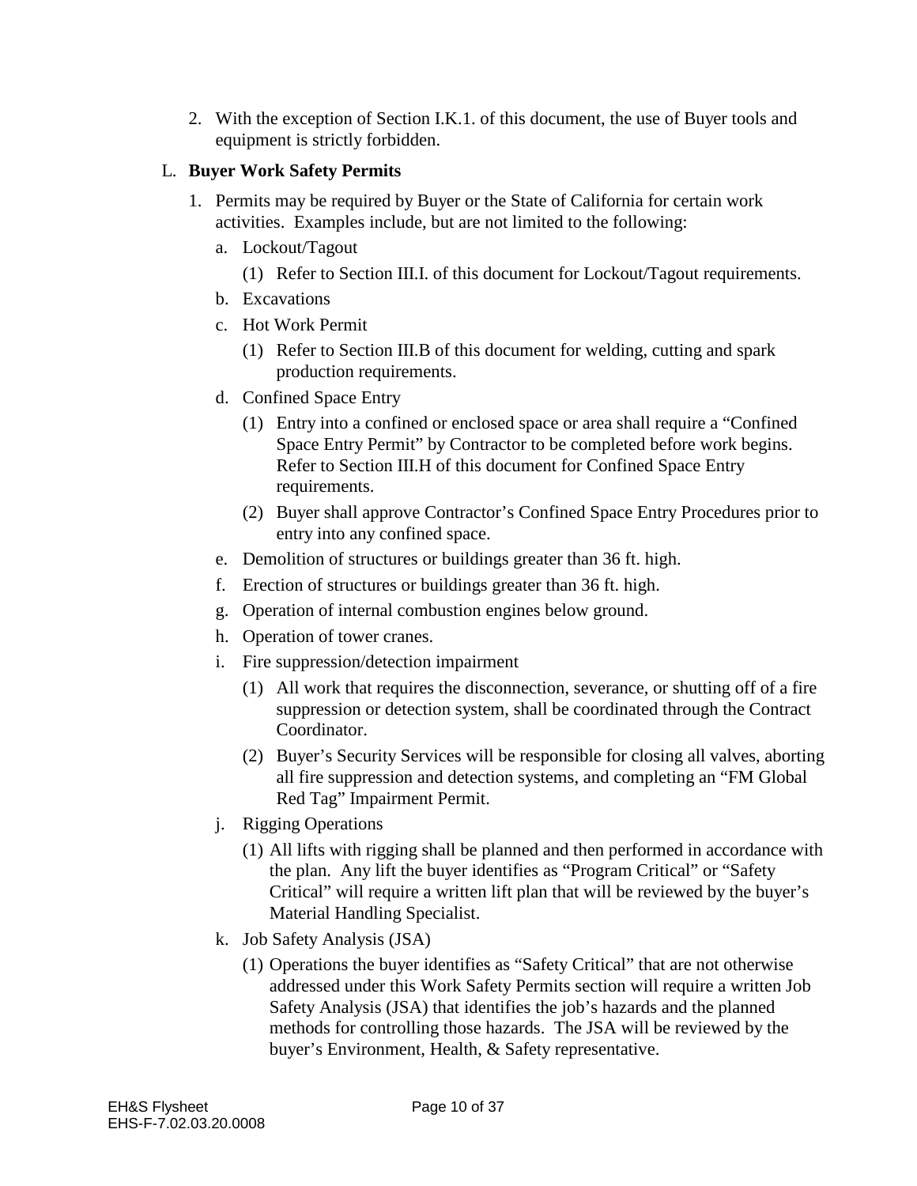2. With the exception of Section I.K.1. of this document, the use of Buyer tools and equipment is strictly forbidden.

L. **Buyer Work Safety Permits**

1. Permits may be required by Buyer or the State of California for certain work activities. Examples include, but are not limited to the following:
   a. Lockout/Tagout
      (1) Refer to Section III.I. of this document for Lockout/Tagout requirements.
   b. Excavations
   c. Hot Work Permit
      (1) Refer to Section III.B of this document for welding, cutting and spark production requirements.
   d. Confined Space Entry
      (1) Entry into a confined or enclosed space or area shall require a "Confined Space Entry Permit" by Contractor to be completed before work begins. Refer to Section III.H of this document for Confined Space Entry requirements.
      (2) Buyer shall approve Contractor's Confined Space Entry Procedures prior to entry into any confined space.
   e. Demolition of structures or buildings greater than 36 ft. high.
   f. Erection of structures or buildings greater than 36 ft. high.
   g. Operation of internal combustion engines below ground.
   h. Operation of tower cranes.
   i. Fire suppression/detection impairment
      (1) All work that requires the disconnection, severance, or shutting off of a fire suppression or detection system, shall be coordinated through the Contract Coordinator.
      (2) Buyer's Security Services will be responsible for closing all valves, aborting all fire suppression and detection systems, and completing an "FM Global Red Tag" Impairment Permit.
   j. Rigging Operations
      (1) All lifts with rigging shall be planned and then performed in accordance with the plan. Any lift the buyer identifies as "Program Critical" or "Safety Critical" will require a written lift plan that will be reviewed by the buyer's Material Handling Specialist.
   k. Job Safety Analysis (JSA)
      (1) Operations the buyer identifies as "Safety Critical" that are not otherwise addressed under this Work Safety Permits section will require a written Job Safety Analysis (JSA) that identifies the job's hazards and the planned methods for controlling those hazards. The JSA will be reviewed by the buyer's Environment, Health, & Safety representative.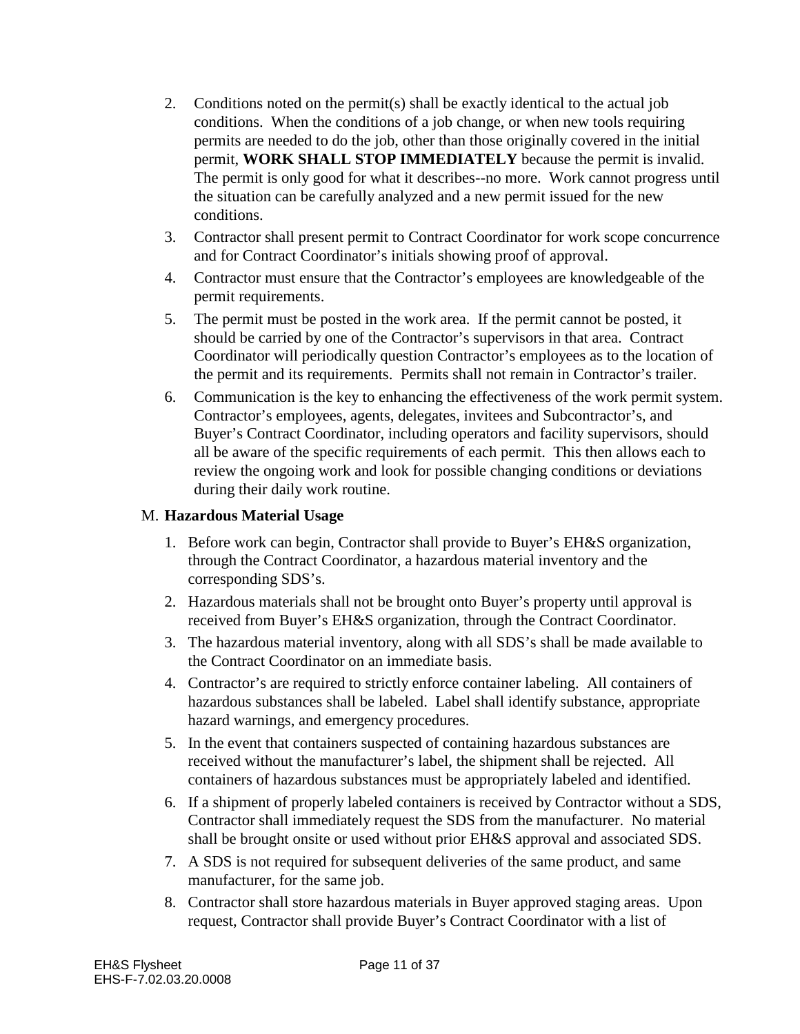2. Conditions noted on the permit(s) shall be exactly identical to the actual job conditions. When the conditions of a job change, or when new tools requiring permits are needed to do the job, other than those originally covered in the initial permit, **WORK SHALL STOP IMMEDIATELY** because the permit is invalid. The permit is only good for what it describes--no more. Work cannot progress until the situation can be carefully analyzed and a new permit issued for the new conditions.
3. Contractor shall present permit to Contract Coordinator for work scope concurrence and for Contract Coordinator's initials showing proof of approval.
4. Contractor must ensure that the Contractor's employees are knowledgeable of the permit requirements.
5. The permit must be posted in the work area. If the permit cannot be posted, it should be carried by one of the Contractor's supervisors in that area. Contract Coordinator will periodically question Contractor's employees as to the location of the permit and its requirements. Permits shall not remain in Contractor's trailer.
6. Communication is the key to enhancing the effectiveness of the work permit system. Contractor's employees, agents, delegates, invitees and Subcontractor's, and Buyer's Contract Coordinator, including operators and facility supervisors, should all be aware of the specific requirements of each permit. This then allows each to review the ongoing work and look for possible changing conditions or deviations during their daily work routine.

M. **Hazardous Material Usage**

1. Before work can begin, Contractor shall provide to Buyer's EH&S organization, through the Contract Coordinator, a hazardous material inventory and the corresponding SDS's.
2. Hazardous materials shall not be brought onto Buyer's property until approval is received from Buyer's EH&S organization, through the Contract Coordinator.
3. The hazardous material inventory, along with all SDS's shall be made available to the Contract Coordinator on an immediate basis.
4. Contractor's are required to strictly enforce container labeling. All containers of hazardous substances shall be labeled. Label shall identify substance, appropriate hazard warnings, and emergency procedures.
5. In the event that containers suspected of containing hazardous substances are received without the manufacturer's label, the shipment shall be rejected. All containers of hazardous substances must be appropriately labeled and identified.
6. If a shipment of properly labeled containers is received by Contractor without a SDS, Contractor shall immediately request the SDS from the manufacturer. No material shall be brought onsite or used without prior EH&S approval and associated SDS.
7. A SDS is not required for subsequent deliveries of the same product, and same manufacturer, for the same job.
8. Contractor shall store hazardous materials in Buyer approved staging areas. Upon request, Contractor shall provide Buyer's Contract Coordinator with a list of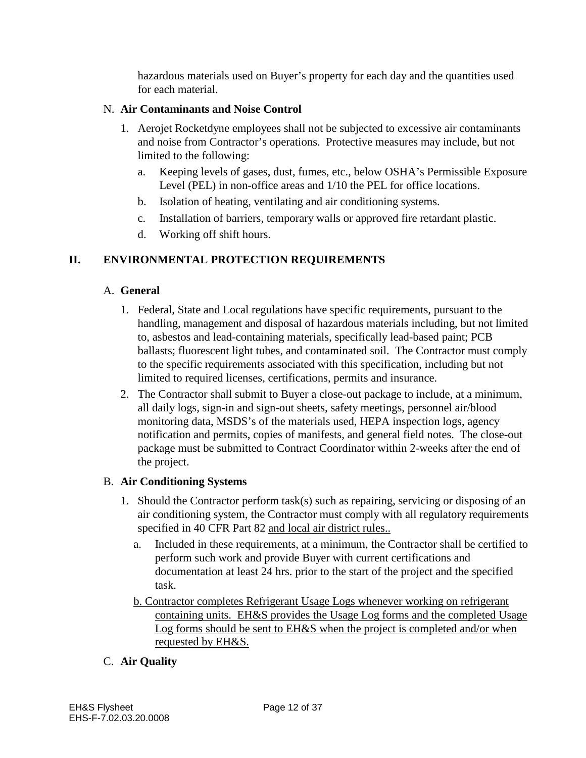hazardous materials used on Buyer's property for each day and the quantities used for each material.

N. **Air Contaminants and Noise Control**

1. Aerojet Rocketdyne employees shall not be subjected to excessive air contaminants and noise from Contractor's operations. Protective measures may include, but not limited to the following:
   a. Keeping levels of gases, dust, fumes, etc., below OSHA's Permissible Exposure Level (PEL) in non-office areas and 1/10 the PEL for office locations.
   b. Isolation of heating, ventilating and air conditioning systems.
   c. Installation of barriers, temporary walls or approved fire retardant plastic.
   d. Working off shift hours.

## II. ENVIRONMENTAL PROTECTION REQUIREMENTS

A. **General**

1. Federal, State and Local regulations have specific requirements, pursuant to the handling, management and disposal of hazardous materials including, but not limited to, asbestos and lead-containing materials, specifically lead-based paint; PCB ballasts; fluorescent light tubes, and contaminated soil. The Contractor must comply to the specific requirements associated with this specification, including but not limited to required licenses, certifications, permits and insurance.
2. The Contractor shall submit to Buyer a close-out package to include, at a minimum, all daily logs, sign-in and sign-out sheets, safety meetings, personnel air/blood monitoring data, MSDS's of the materials used, HEPA inspection logs, agency notification and permits, copies of manifests, and general field notes. The close-out package must be submitted to Contract Coordinator within 2-weeks after the end of the project.

B. **Air Conditioning Systems**

1. Should the Contractor perform task(s) such as repairing, servicing or disposing of an air conditioning system, the Contractor must comply with all regulatory requirements specified in 40 CFR Part 82 <u>and local air district rules..</u>
   a. Included in these requirements, at a minimum, the Contractor shall be certified to perform such work and provide Buyer with current certifications and documentation at least 24 hrs. prior to the start of the project and the specified task.
   <u>b. Contractor completes Refrigerant Usage Logs whenever working on refrigerant containing units. EH&S provides the Usage Log forms and the completed Usage Log forms should be sent to EH&S when the project is completed and/or when requested by EH&S.</u>

C. **Air Quality**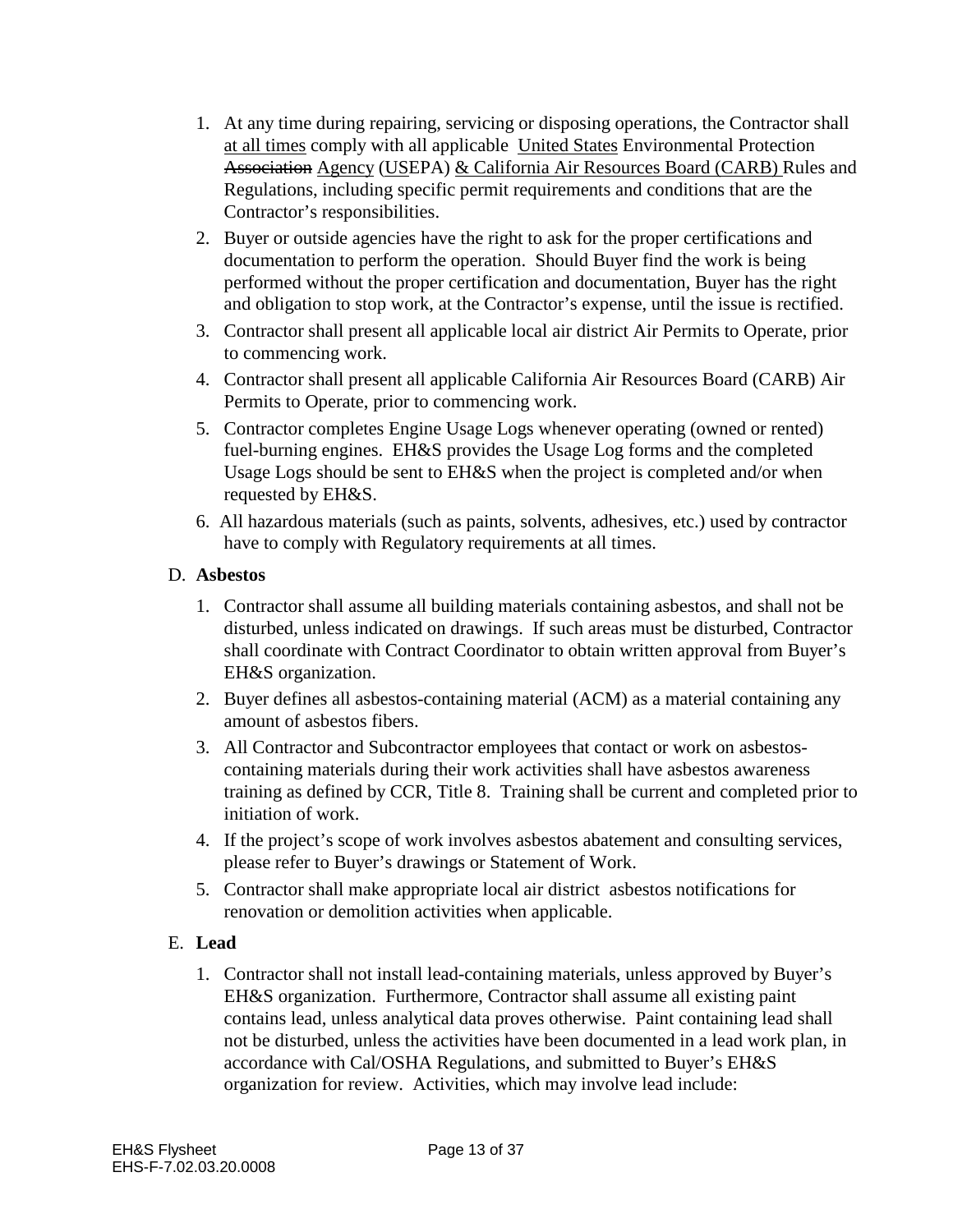1. At any time during repairing, servicing or disposing operations, the Contractor shall <u>at all times</u> comply with all applicable <u>United States</u> Environmental Protection ~~Association~~ <u>Agency</u> (<u>US</u>EPA) <u>& California Air Resources Board (CARB)</u> Rules and Regulations, including specific permit requirements and conditions that are the Contractor's responsibilities.
2. Buyer or outside agencies have the right to ask for the proper certifications and documentation to perform the operation. Should Buyer find the work is being performed without the proper certification and documentation, Buyer has the right and obligation to stop work, at the Contractor's expense, until the issue is rectified.
3. Contractor shall present all applicable local air district Air Permits to Operate, prior to commencing work.
4. Contractor shall present all applicable California Air Resources Board (CARB) Air Permits to Operate, prior to commencing work.
5. Contractor completes Engine Usage Logs whenever operating (owned or rented) fuel-burning engines. EH&S provides the Usage Log forms and the completed Usage Logs should be sent to EH&S when the project is completed and/or when requested by EH&S.
6. All hazardous materials (such as paints, solvents, adhesives, etc.) used by contractor have to comply with Regulatory requirements at all times.

D. **Asbestos**

1. Contractor shall assume all building materials containing asbestos, and shall not be disturbed, unless indicated on drawings. If such areas must be disturbed, Contractor shall coordinate with Contract Coordinator to obtain written approval from Buyer's EH&S organization.
2. Buyer defines all asbestos-containing material (ACM) as a material containing any amount of asbestos fibers.
3. All Contractor and Subcontractor employees that contact or work on asbestos-containing materials during their work activities shall have asbestos awareness training as defined by CCR, Title 8. Training shall be current and completed prior to initiation of work.
4. If the project's scope of work involves asbestos abatement and consulting services, please refer to Buyer's drawings or Statement of Work.
5. Contractor shall make appropriate local air district asbestos notifications for renovation or demolition activities when applicable.

E. **Lead**

1. Contractor shall not install lead-containing materials, unless approved by Buyer's EH&S organization. Furthermore, Contractor shall assume all existing paint contains lead, unless analytical data proves otherwise. Paint containing lead shall not be disturbed, unless the activities have been documented in a lead work plan, in accordance with Cal/OSHA Regulations, and submitted to Buyer's EH&S organization for review. Activities, which may involve lead include: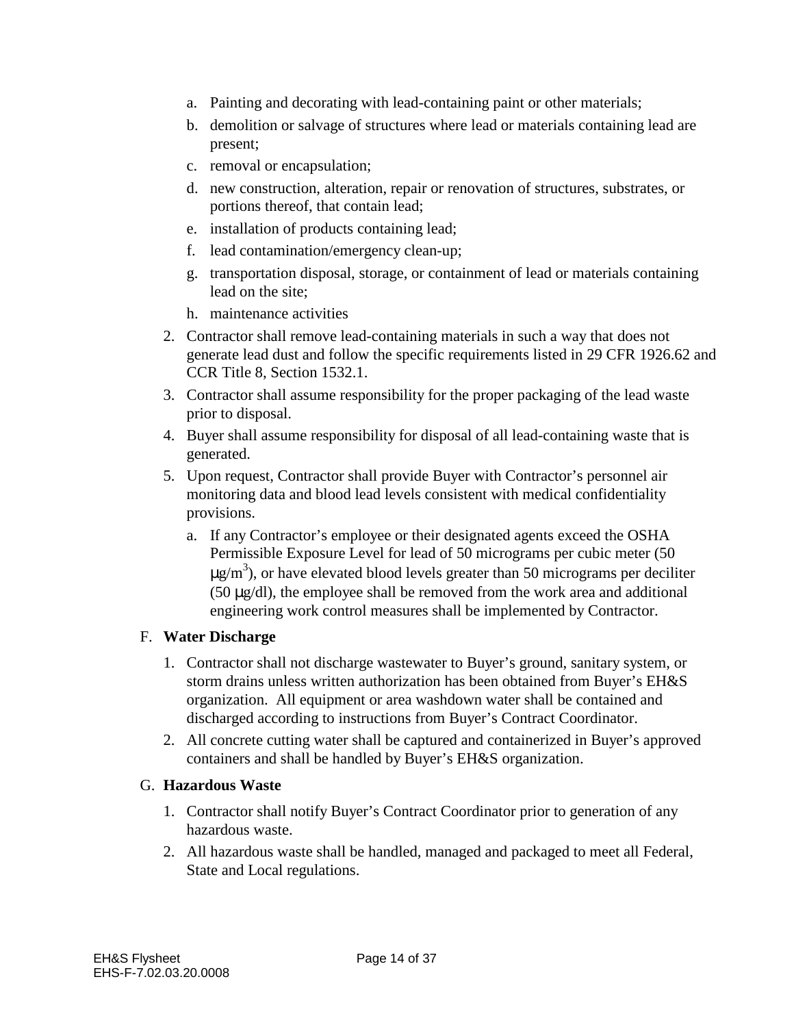a. Painting and decorating with lead-containing paint or other materials;
   b. demolition or salvage of structures where lead or materials containing lead are present;
   c. removal or encapsulation;
   d. new construction, alteration, repair or renovation of structures, substrates, or portions thereof, that contain lead;
   e. installation of products containing lead;
   f. lead contamination/emergency clean-up;
   g. transportation disposal, storage, or containment of lead or materials containing lead on the site;
   h. maintenance activities

2. Contractor shall remove lead-containing materials in such a way that does not generate lead dust and follow the specific requirements listed in 29 CFR 1926.62 and CCR Title 8, Section 1532.1.
3. Contractor shall assume responsibility for the proper packaging of the lead waste prior to disposal.
4. Buyer shall assume responsibility for disposal of all lead-containing waste that is generated.
5. Upon request, Contractor shall provide Buyer with Contractor's personnel air monitoring data and blood lead levels consistent with medical confidentiality provisions.
   a. If any Contractor's employee or their designated agents exceed the OSHA Permissible Exposure Level for lead of 50 micrograms per cubic meter (50 $\mu g/m^3$), or have elevated blood levels greater than 50 micrograms per deciliter (50 $\mu g/dl$), the employee shall be removed from the work area and additional engineering work control measures shall be implemented by Contractor.

F. **Water Discharge**

1. Contractor shall not discharge wastewater to Buyer's ground, sanitary system, or storm drains unless written authorization has been obtained from Buyer's EH&S organization. All equipment or area washdown water shall be contained and discharged according to instructions from Buyer's Contract Coordinator.
2. All concrete cutting water shall be captured and containerized in Buyer's approved containers and shall be handled by Buyer's EH&S organization.

G. **Hazardous Waste**

1. Contractor shall notify Buyer's Contract Coordinator prior to generation of any hazardous waste.
2. All hazardous waste shall be handled, managed and packaged to meet all Federal, State and Local regulations.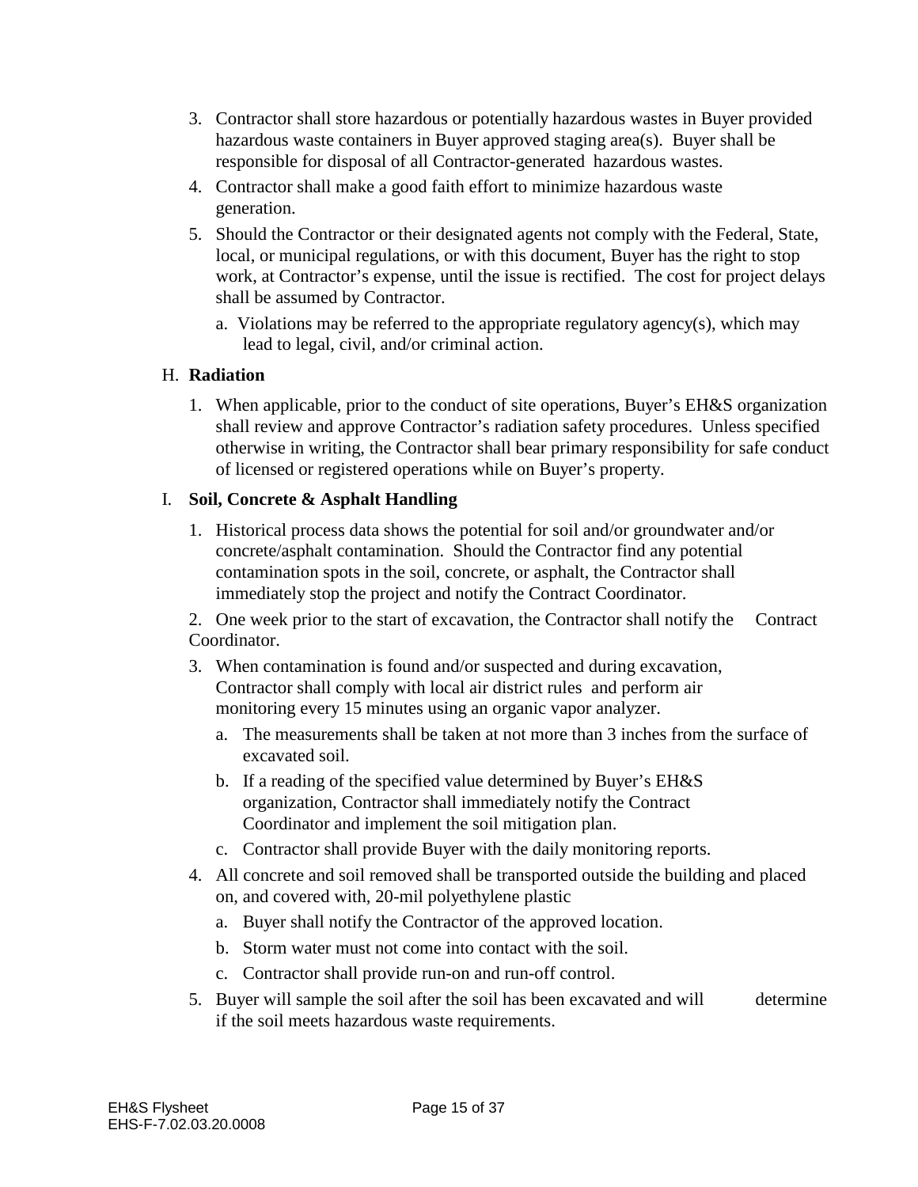3. Contractor shall store hazardous or potentially hazardous wastes in Buyer provided hazardous waste containers in Buyer approved staging area(s). Buyer shall be responsible for disposal of all Contractor-generated hazardous wastes.
4. Contractor shall make a good faith effort to minimize hazardous waste generation.
5. Should the Contractor or their designated agents not comply with the Federal, State, local, or municipal regulations, or with this document, Buyer has the right to stop work, at Contractor's expense, until the issue is rectified. The cost for project delays shall be assumed by Contractor.
   a. Violations may be referred to the appropriate regulatory agency(s), which may lead to legal, civil, and/or criminal action.

H. **Radiation**

1. When applicable, prior to the conduct of site operations, Buyer's EH&S organization shall review and approve Contractor's radiation safety procedures. Unless specified otherwise in writing, the Contractor shall bear primary responsibility for safe conduct of licensed or registered operations while on Buyer's property.

I. **Soil, Concrete & Asphalt Handling**

1. Historical process data shows the potential for soil and/or groundwater and/or concrete/asphalt contamination. Should the Contractor find any potential contamination spots in the soil, concrete, or asphalt, the Contractor shall immediately stop the project and notify the Contract Coordinator.
2. One week prior to the start of excavation, the Contractor shall notify the Contract Coordinator.
3. When contamination is found and/or suspected and during excavation, Contractor shall comply with local air district rules and perform air monitoring every 15 minutes using an organic vapor analyzer.
   a. The measurements shall be taken at not more than 3 inches from the surface of excavated soil.
   b. If a reading of the specified value determined by Buyer's EH&S organization, Contractor shall immediately notify the Contract Coordinator and implement the soil mitigation plan.
   c. Contractor shall provide Buyer with the daily monitoring reports.
4. All concrete and soil removed shall be transported outside the building and placed on, and covered with, 20-mil polyethylene plastic
   a. Buyer shall notify the Contractor of the approved location.
   b. Storm water must not come into contact with the soil.
   c. Contractor shall provide run-on and run-off control.
5. Buyer will sample the soil after the soil has been excavated and will determine if the soil meets hazardous waste requirements.

EH&S Flysheet
EHS-F-7.02.03.20.0008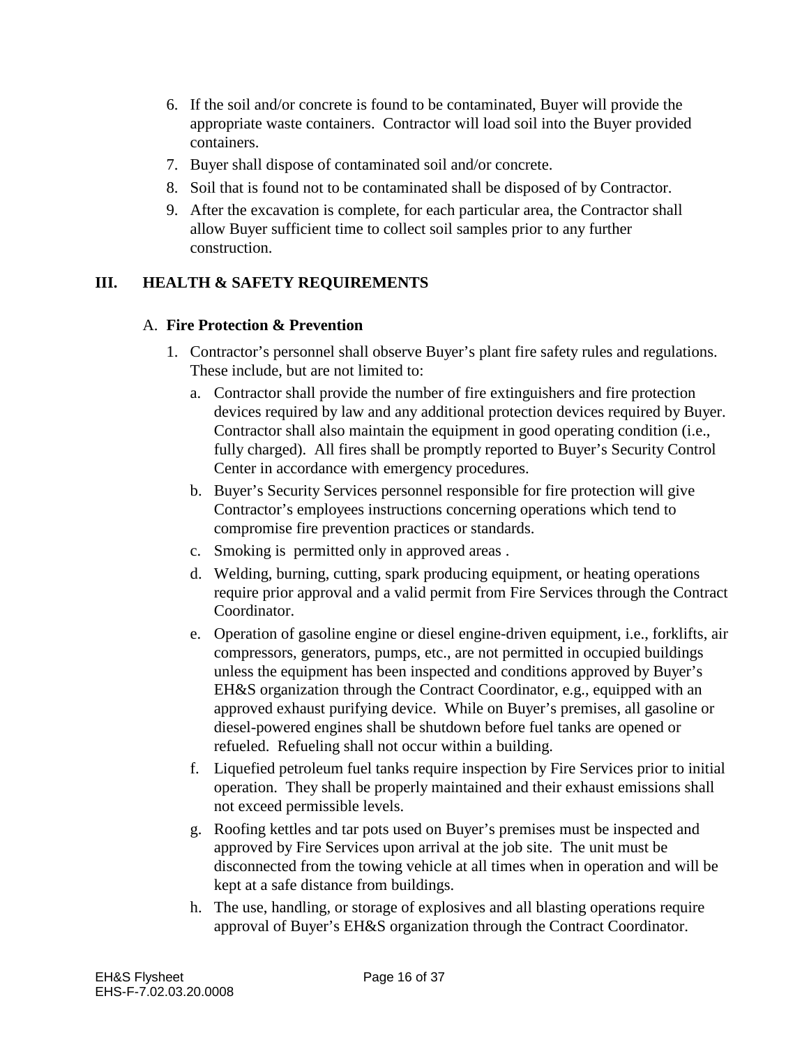6. If the soil and/or concrete is found to be contaminated, Buyer will provide the appropriate waste containers. Contractor will load soil into the Buyer provided containers.
7. Buyer shall dispose of contaminated soil and/or concrete.
8. Soil that is found not to be contaminated shall be disposed of by Contractor.
9. After the excavation is complete, for each particular area, the Contractor shall allow Buyer sufficient time to collect soil samples prior to any further construction.

## III. HEALTH & SAFETY REQUIREMENTS

### A. Fire Protection & Prevention

1. Contractor's personnel shall observe Buyer's plant fire safety rules and regulations. These include, but are not limited to:
   a. Contractor shall provide the number of fire extinguishers and fire protection devices required by law and any additional protection devices required by Buyer. Contractor shall also maintain the equipment in good operating condition (i.e., fully charged). All fires shall be promptly reported to Buyer's Security Control Center in accordance with emergency procedures.
   b. Buyer's Security Services personnel responsible for fire protection will give Contractor's employees instructions concerning operations which tend to compromise fire prevention practices or standards.
   c. Smoking is permitted only in approved areas .
   d. Welding, burning, cutting, spark producing equipment, or heating operations require prior approval and a valid permit from Fire Services through the Contract Coordinator.
   e. Operation of gasoline engine or diesel engine-driven equipment, i.e., forklifts, air compressors, generators, pumps, etc., are not permitted in occupied buildings unless the equipment has been inspected and conditions approved by Buyer's EH&S organization through the Contract Coordinator, e.g., equipped with an approved exhaust purifying device. While on Buyer's premises, all gasoline or diesel-powered engines shall be shutdown before fuel tanks are opened or refueled. Refueling shall not occur within a building.
   f. Liquefied petroleum fuel tanks require inspection by Fire Services prior to initial operation. They shall be properly maintained and their exhaust emissions shall not exceed permissible levels.
   g. Roofing kettles and tar pots used on Buyer's premises must be inspected and approved by Fire Services upon arrival at the job site. The unit must be disconnected from the towing vehicle at all times when in operation and will be kept at a safe distance from buildings.
   h. The use, handling, or storage of explosives and all blasting operations require approval of Buyer's EH&S organization through the Contract Coordinator.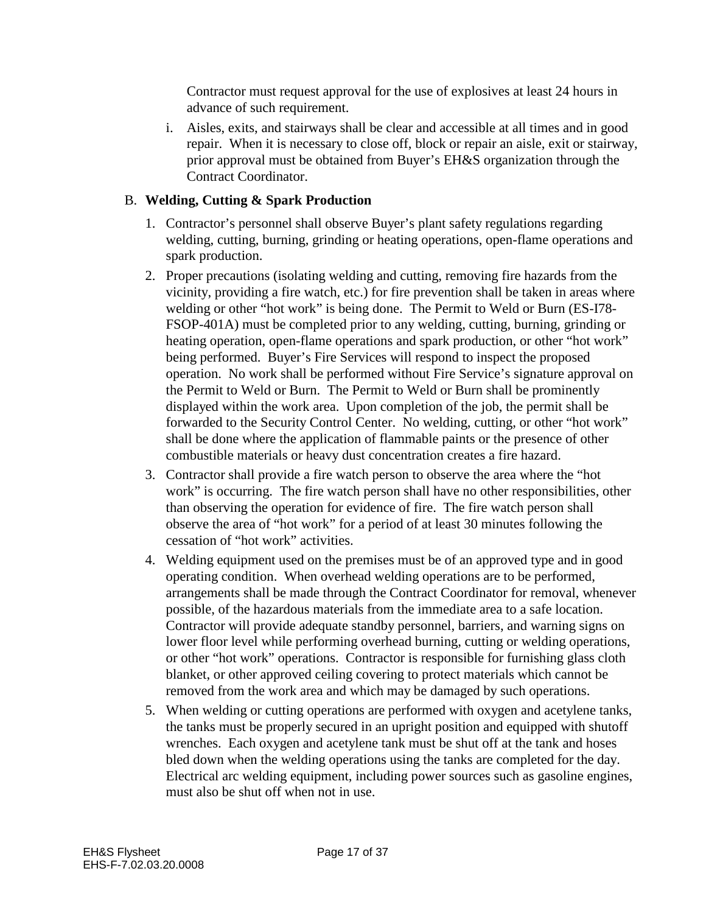Contractor must request approval for the use of explosives at least 24 hours in advance of such requirement.

i. Aisles, exits, and stairways shall be clear and accessible at all times and in good repair. When it is necessary to close off, block or repair an aisle, exit or stairway, prior approval must be obtained from Buyer's EH&S organization through the Contract Coordinator.

B. **Welding, Cutting & Spark Production**

1. Contractor's personnel shall observe Buyer's plant safety regulations regarding welding, cutting, burning, grinding or heating operations, open-flame operations and spark production.
2. Proper precautions (isolating welding and cutting, removing fire hazards from the vicinity, providing a fire watch, etc.) for fire prevention shall be taken in areas where welding or other "hot work" is being done. The Permit to Weld or Burn (ES-I78-FSOP-401A) must be completed prior to any welding, cutting, burning, grinding or heating operation, open-flame operations and spark production, or other "hot work" being performed. Buyer's Fire Services will respond to inspect the proposed operation. No work shall be performed without Fire Service's signature approval on the Permit to Weld or Burn. The Permit to Weld or Burn shall be prominently displayed within the work area. Upon completion of the job, the permit shall be forwarded to the Security Control Center. No welding, cutting, or other "hot work" shall be done where the application of flammable paints or the presence of other combustible materials or heavy dust concentration creates a fire hazard.
3. Contractor shall provide a fire watch person to observe the area where the "hot work" is occurring. The fire watch person shall have no other responsibilities, other than observing the operation for evidence of fire. The fire watch person shall observe the area of "hot work" for a period of at least 30 minutes following the cessation of "hot work" activities.
4. Welding equipment used on the premises must be of an approved type and in good operating condition. When overhead welding operations are to be performed, arrangements shall be made through the Contract Coordinator for removal, whenever possible, of the hazardous materials from the immediate area to a safe location. Contractor will provide adequate standby personnel, barriers, and warning signs on lower floor level while performing overhead burning, cutting or welding operations, or other "hot work" operations. Contractor is responsible for furnishing glass cloth blanket, or other approved ceiling covering to protect materials which cannot be removed from the work area and which may be damaged by such operations.
5. When welding or cutting operations are performed with oxygen and acetylene tanks, the tanks must be properly secured in an upright position and equipped with shutoff wrenches. Each oxygen and acetylene tank must be shut off at the tank and hoses bled down when the welding operations using the tanks are completed for the day. Electrical arc welding equipment, including power sources such as gasoline engines, must also be shut off when not in use.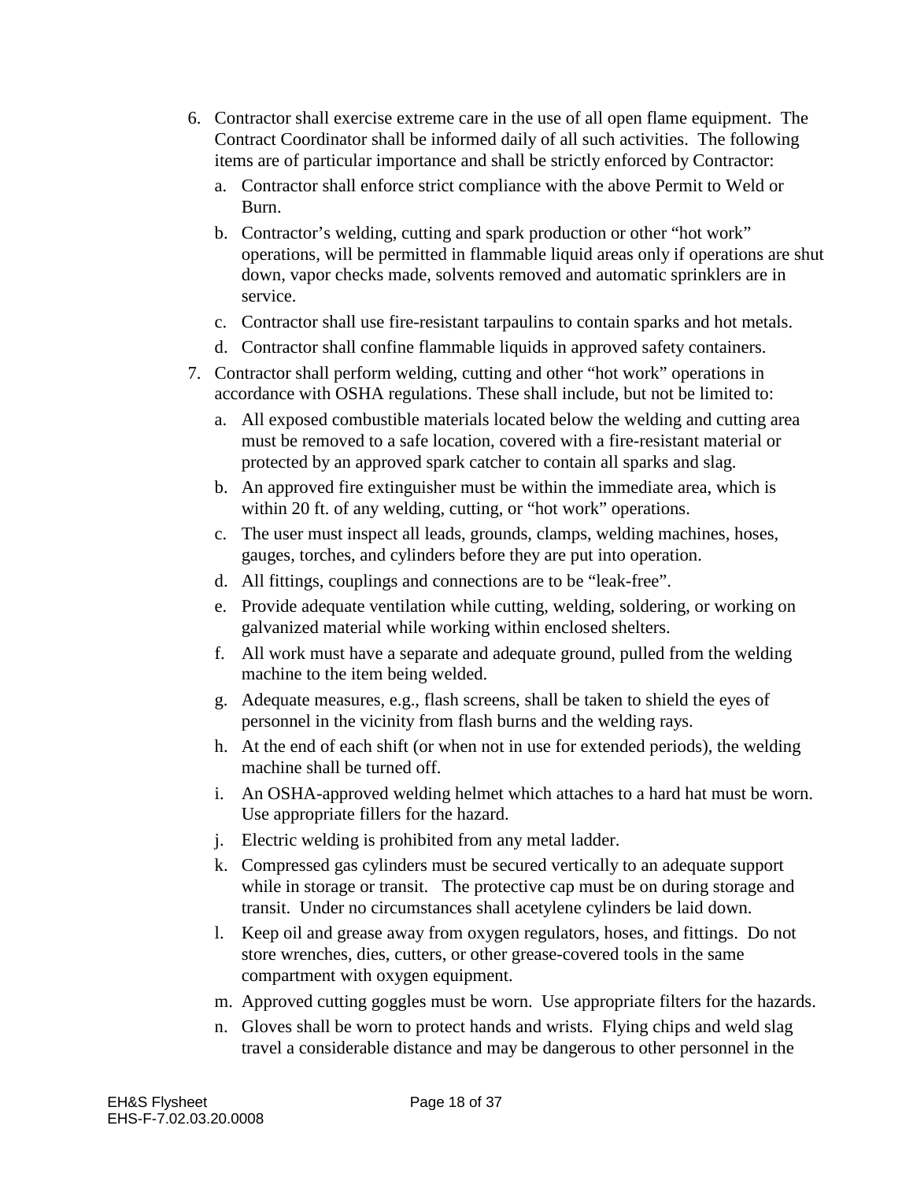6. Contractor shall exercise extreme care in the use of all open flame equipment. The Contract Coordinator shall be informed daily of all such activities. The following items are of particular importance and shall be strictly enforced by Contractor:
   a. Contractor shall enforce strict compliance with the above Permit to Weld or Burn.
   b. Contractor's welding, cutting and spark production or other "hot work" operations, will be permitted in flammable liquid areas only if operations are shut down, vapor checks made, solvents removed and automatic sprinklers are in service.
   c. Contractor shall use fire-resistant tarpaulins to contain sparks and hot metals.
   d. Contractor shall confine flammable liquids in approved safety containers.
7. Contractor shall perform welding, cutting and other "hot work" operations in accordance with OSHA regulations. These shall include, but not be limited to:
   a. All exposed combustible materials located below the welding and cutting area must be removed to a safe location, covered with a fire-resistant material or protected by an approved spark catcher to contain all sparks and slag.
   b. An approved fire extinguisher must be within the immediate area, which is within 20 ft. of any welding, cutting, or "hot work" operations.
   c. The user must inspect all leads, grounds, clamps, welding machines, hoses, gauges, torches, and cylinders before they are put into operation.
   d. All fittings, couplings and connections are to be "leak-free".
   e. Provide adequate ventilation while cutting, welding, soldering, or working on galvanized material while working within enclosed shelters.
   f. All work must have a separate and adequate ground, pulled from the welding machine to the item being welded.
   g. Adequate measures, e.g., flash screens, shall be taken to shield the eyes of personnel in the vicinity from flash burns and the welding rays.
   h. At the end of each shift (or when not in use for extended periods), the welding machine shall be turned off.
   i. An OSHA-approved welding helmet which attaches to a hard hat must be worn. Use appropriate fillers for the hazard.
   j. Electric welding is prohibited from any metal ladder.
   k. Compressed gas cylinders must be secured vertically to an adequate support while in storage or transit. The protective cap must be on during storage and transit. Under no circumstances shall acetylene cylinders be laid down.
   l. Keep oil and grease away from oxygen regulators, hoses, and fittings. Do not store wrenches, dies, cutters, or other grease-covered tools in the same compartment with oxygen equipment.
   m. Approved cutting goggles must be worn. Use appropriate filters for the hazards.
   n. Gloves shall be worn to protect hands and wrists. Flying chips and weld slag travel a considerable distance and may be dangerous to other personnel in the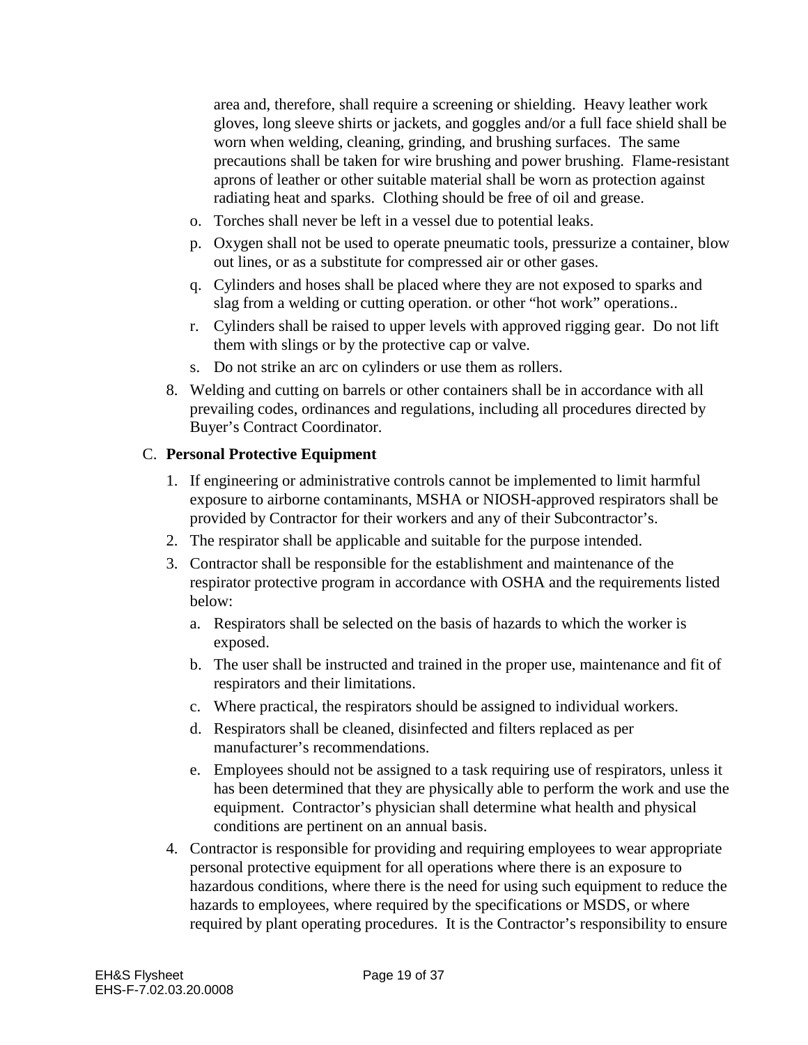area and, therefore, shall require a screening or shielding. Heavy leather work gloves, long sleeve shirts or jackets, and goggles and/or a full face shield shall be worn when welding, cleaning, grinding, and brushing surfaces. The same precautions shall be taken for wire brushing and power brushing. Flame-resistant aprons of leather or other suitable material shall be worn as protection against radiating heat and sparks. Clothing should be free of oil and grease.

o. Torches shall never be left in a vessel due to potential leaks.

p. Oxygen shall not be used to operate pneumatic tools, pressurize a container, blow out lines, or as a substitute for compressed air or other gases.

q. Cylinders and hoses shall be placed where they are not exposed to sparks and slag from a welding or cutting operation. or other "hot work" operations..

r. Cylinders shall be raised to upper levels with approved rigging gear. Do not lift them with slings or by the protective cap or valve.

s. Do not strike an arc on cylinders or use them as rollers.

8. Welding and cutting on barrels or other containers shall be in accordance with all prevailing codes, ordinances and regulations, including all procedures directed by Buyer's Contract Coordinator.

C. **Personal Protective Equipment**

1. If engineering or administrative controls cannot be implemented to limit harmful exposure to airborne contaminants, MSHA or NIOSH-approved respirators shall be provided by Contractor for their workers and any of their Subcontractor's.
2. The respirator shall be applicable and suitable for the purpose intended.
3. Contractor shall be responsible for the establishment and maintenance of the respirator protective program in accordance with OSHA and the requirements listed below:
   a. Respirators shall be selected on the basis of hazards to which the worker is exposed.
   b. The user shall be instructed and trained in the proper use, maintenance and fit of respirators and their limitations.
   c. Where practical, the respirators should be assigned to individual workers.
   d. Respirators shall be cleaned, disinfected and filters replaced as per manufacturer's recommendations.
   e. Employees should not be assigned to a task requiring use of respirators, unless it has been determined that they are physically able to perform the work and use the equipment. Contractor's physician shall determine what health and physical conditions are pertinent on an annual basis.
4. Contractor is responsible for providing and requiring employees to wear appropriate personal protective equipment for all operations where there is an exposure to hazardous conditions, where there is the need for using such equipment to reduce the hazards to employees, where required by the specifications or MSDS, or where required by plant operating procedures. It is the Contractor's responsibility to ensure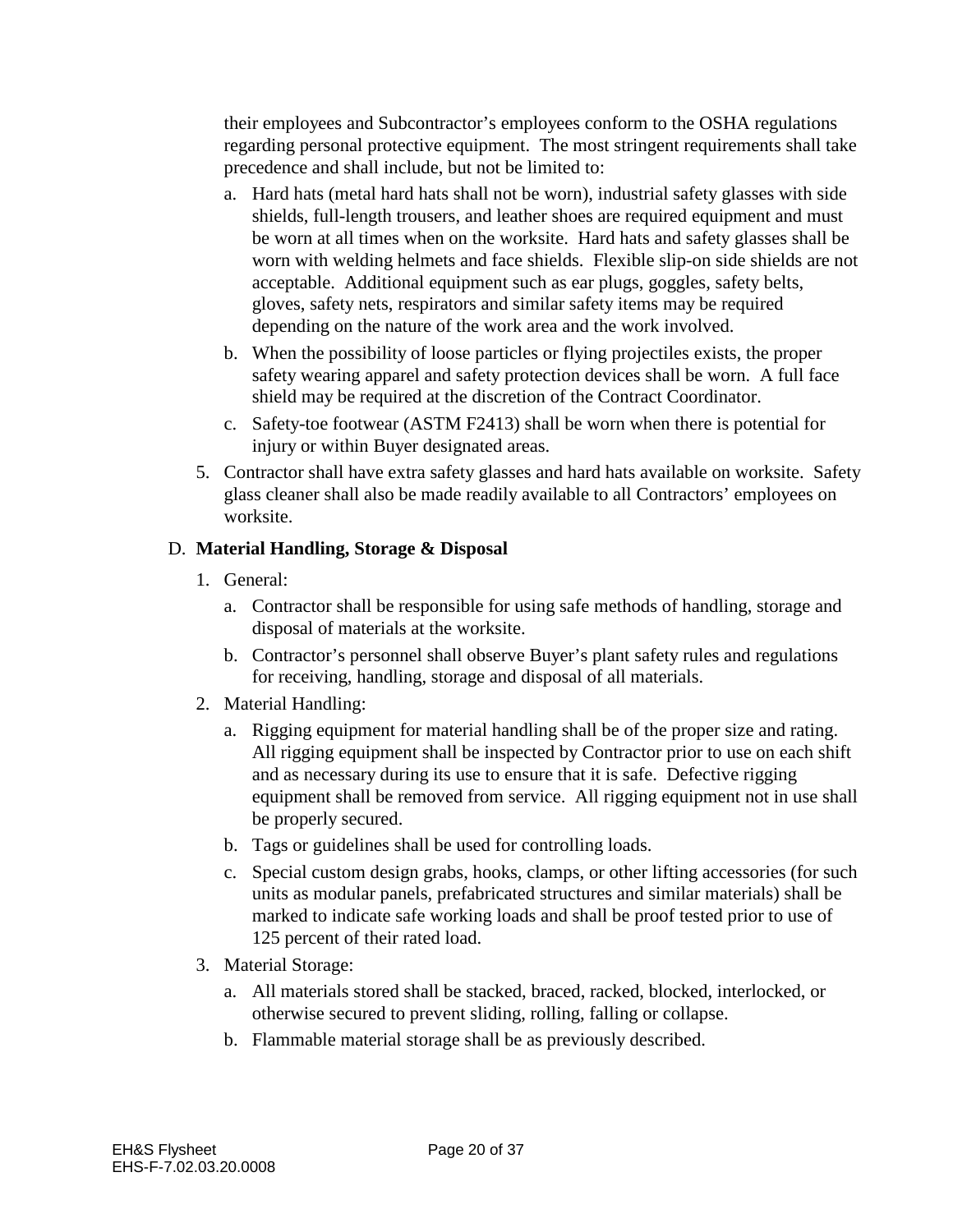their employees and Subcontractor's employees conform to the OSHA regulations regarding personal protective equipment. The most stringent requirements shall take precedence and shall include, but not be limited to:

   a. Hard hats (metal hard hats shall not be worn), industrial safety glasses with side shields, full-length trousers, and leather shoes are required equipment and must be worn at all times when on the worksite. Hard hats and safety glasses shall be worn with welding helmets and face shields. Flexible slip-on side shields are not acceptable. Additional equipment such as ear plugs, goggles, safety belts, gloves, safety nets, respirators and similar safety items may be required depending on the nature of the work area and the work involved.
   b. When the possibility of loose particles or flying projectiles exists, the proper safety wearing apparel and safety protection devices shall be worn. A full face shield may be required at the discretion of the Contract Coordinator.
   c. Safety-toe footwear (ASTM F2413) shall be worn when there is potential for injury or within Buyer designated areas.

5. Contractor shall have extra safety glasses and hard hats available on worksite. Safety glass cleaner shall also be made readily available to all Contractors' employees on worksite.

D. **Material Handling, Storage & Disposal**

1. General:
   a. Contractor shall be responsible for using safe methods of handling, storage and disposal of materials at the worksite.
   b. Contractor's personnel shall observe Buyer's plant safety rules and regulations for receiving, handling, storage and disposal of all materials.
2. Material Handling:
   a. Rigging equipment for material handling shall be of the proper size and rating. All rigging equipment shall be inspected by Contractor prior to use on each shift and as necessary during its use to ensure that it is safe. Defective rigging equipment shall be removed from service. All rigging equipment not in use shall be properly secured.
   b. Tags or guidelines shall be used for controlling loads.
   c. Special custom design grabs, hooks, clamps, or other lifting accessories (for such units as modular panels, prefabricated structures and similar materials) shall be marked to indicate safe working loads and shall be proof tested prior to use of 125 percent of their rated load.
3. Material Storage:
   a. All materials stored shall be stacked, braced, racked, blocked, interlocked, or otherwise secured to prevent sliding, rolling, falling or collapse.
   b. Flammable material storage shall be as previously described.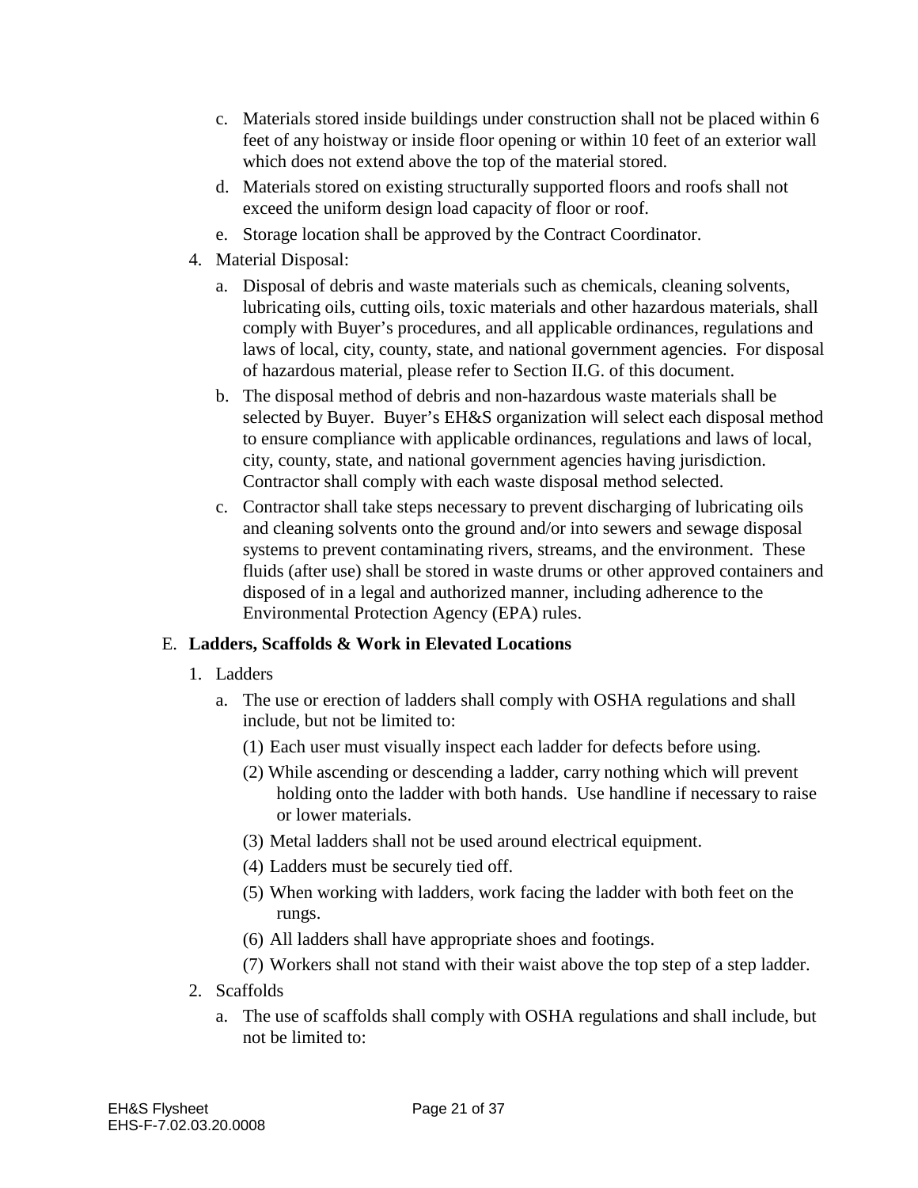c. Materials stored inside buildings under construction shall not be placed within 6 feet of any hoistway or inside floor opening or within 10 feet of an exterior wall which does not extend above the top of the material stored.

d. Materials stored on existing structurally supported floors and roofs shall not exceed the uniform design load capacity of floor or roof.

e. Storage location shall be approved by the Contract Coordinator.

4. Material Disposal:

   a. Disposal of debris and waste materials such as chemicals, cleaning solvents, lubricating oils, cutting oils, toxic materials and other hazardous materials, shall comply with Buyer's procedures, and all applicable ordinances, regulations and laws of local, city, county, state, and national government agencies. For disposal of hazardous material, please refer to Section II.G. of this document.

   b. The disposal method of debris and non-hazardous waste materials shall be selected by Buyer. Buyer's EH&S organization will select each disposal method to ensure compliance with applicable ordinances, regulations and laws of local, city, county, state, and national government agencies having jurisdiction. Contractor shall comply with each waste disposal method selected.

   c. Contractor shall take steps necessary to prevent discharging of lubricating oils and cleaning solvents onto the ground and/or into sewers and sewage disposal systems to prevent contaminating rivers, streams, and the environment. These fluids (after use) shall be stored in waste drums or other approved containers and disposed of in a legal and authorized manner, including adherence to the Environmental Protection Agency (EPA) rules.

## E. **Ladders, Scaffolds & Work in Elevated Locations**

1. Ladders

   a. The use or erection of ladders shall comply with OSHA regulations and shall include, but not be limited to:

      (1) Each user must visually inspect each ladder for defects before using.

      (2) While ascending or descending a ladder, carry nothing which will prevent holding onto the ladder with both hands. Use handline if necessary to raise or lower materials.

      (3) Metal ladders shall not be used around electrical equipment.

      (4) Ladders must be securely tied off.

      (5) When working with ladders, work facing the ladder with both feet on the rungs.

      (6) All ladders shall have appropriate shoes and footings.

      (7) Workers shall not stand with their waist above the top step of a step ladder.

2. Scaffolds

   a. The use of scaffolds shall comply with OSHA regulations and shall include, but not be limited to: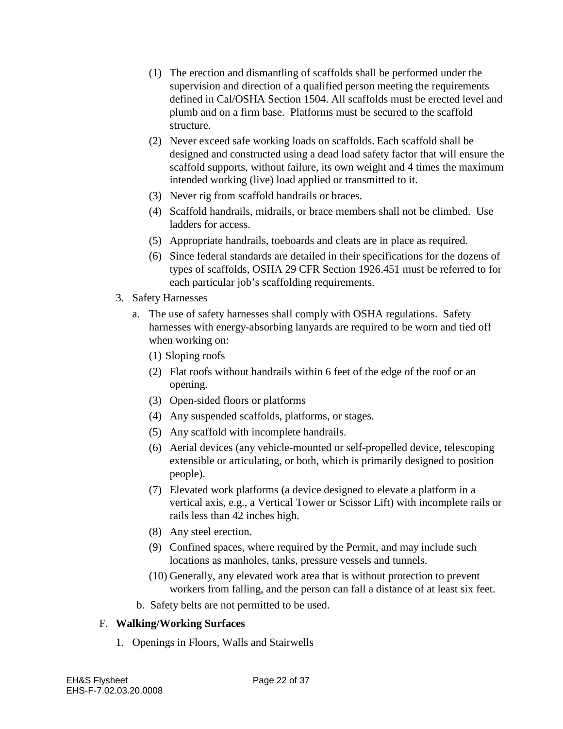(1) The erection and dismantling of scaffolds shall be performed under the supervision and direction of a qualified person meeting the requirements defined in Cal/OSHA Section 1504. All scaffolds must be erected level and plumb and on a firm base. Platforms must be secured to the scaffold structure.

(2) Never exceed safe working loads on scaffolds. Each scaffold shall be designed and constructed using a dead load safety factor that will ensure the scaffold supports, without failure, its own weight and 4 times the maximum intended working (live) load applied or transmitted to it.

(3) Never rig from scaffold handrails or braces.

(4) Scaffold handrails, midrails, or brace members shall not be climbed. Use ladders for access.

(5) Appropriate handrails, toeboards and cleats are in place as required.

(6) Since federal standards are detailed in their specifications for the dozens of types of scaffolds, OSHA 29 CFR Section 1926.451 must be referred to for each particular job's scaffolding requirements.

3. Safety Harnesses

   a. The use of safety harnesses shall comply with OSHA regulations. Safety harnesses with energy-absorbing lanyards are required to be worn and tied off when working on:

      (1) Sloping roofs

      (2) Flat roofs without handrails within 6 feet of the edge of the roof or an opening.

      (3) Open-sided floors or platforms

      (4) Any suspended scaffolds, platforms, or stages.

      (5) Any scaffold with incomplete handrails.

      (6) Aerial devices (any vehicle-mounted or self-propelled device, telescoping extensible or articulating, or both, which is primarily designed to position people).

      (7) Elevated work platforms (a device designed to elevate a platform in a vertical axis, e.g., a Vertical Tower or Scissor Lift) with incomplete rails or rails less than 42 inches high.

      (8) Any steel erection.

      (9) Confined spaces, where required by the Permit, and may include such locations as manholes, tanks, pressure vessels and tunnels.

      (10) Generally, any elevated work area that is without protection to prevent workers from falling, and the person can fall a distance of at least six feet.

   b. Safety belts are not permitted to be used.

F. **Walking/Working Surfaces**

1. Openings in Floors, Walls and Stairwells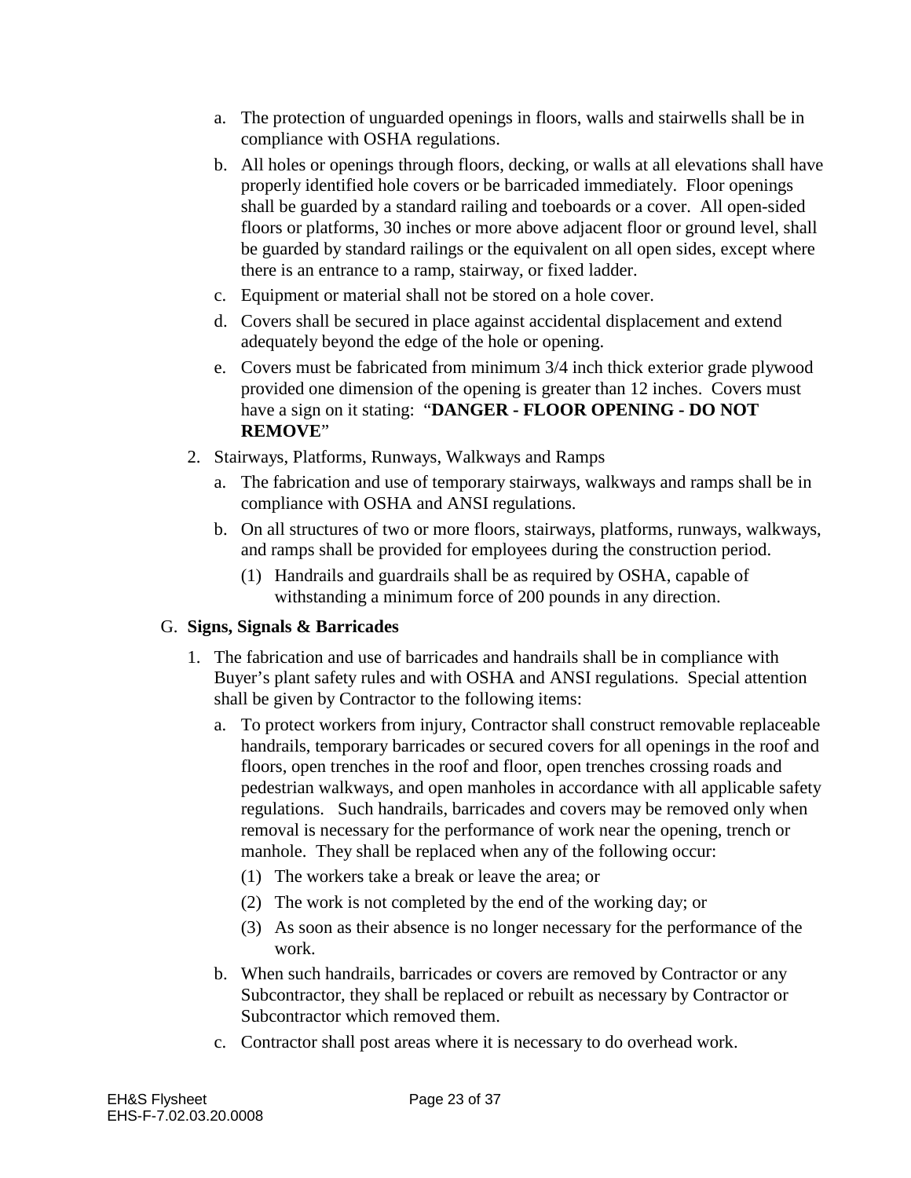a. The protection of unguarded openings in floors, walls and stairwells shall be in compliance with OSHA regulations.

b. All holes or openings through floors, decking, or walls at all elevations shall have properly identified hole covers or be barricaded immediately. Floor openings shall be guarded by a standard railing and toeboards or a cover. All open-sided floors or platforms, 30 inches or more above adjacent floor or ground level, shall be guarded by standard railings or the equivalent on all open sides, except where there is an entrance to a ramp, stairway, or fixed ladder.

c. Equipment or material shall not be stored on a hole cover.

d. Covers shall be secured in place against accidental displacement and extend adequately beyond the edge of the hole or opening.

e. Covers must be fabricated from minimum 3/4 inch thick exterior grade plywood provided one dimension of the opening is greater than 12 inches. Covers must have a sign on it stating: "**DANGER - FLOOR OPENING - DO NOT REMOVE**"

2. Stairways, Platforms, Runways, Walkways and Ramps

   a. The fabrication and use of temporary stairways, walkways and ramps shall be in compliance with OSHA and ANSI regulations.

   b. On all structures of two or more floors, stairways, platforms, runways, walkways, and ramps shall be provided for employees during the construction period.

      (1) Handrails and guardrails shall be as required by OSHA, capable of withstanding a minimum force of 200 pounds in any direction.

G. **Signs, Signals & Barricades**

1. The fabrication and use of barricades and handrails shall be in compliance with Buyer's plant safety rules and with OSHA and ANSI regulations. Special attention shall be given by Contractor to the following items:

   a. To protect workers from injury, Contractor shall construct removable replaceable handrails, temporary barricades or secured covers for all openings in the roof and floors, open trenches in the roof and floor, open trenches crossing roads and pedestrian walkways, and open manholes in accordance with all applicable safety regulations. Such handrails, barricades and covers may be removed only when removal is necessary for the performance of work near the opening, trench or manhole. They shall be replaced when any of the following occur:

      (1) The workers take a break or leave the area; or

      (2) The work is not completed by the end of the working day; or

      (3) As soon as their absence is no longer necessary for the performance of the work.

   b. When such handrails, barricades or covers are removed by Contractor or any Subcontractor, they shall be replaced or rebuilt as necessary by Contractor or Subcontractor which removed them.

   c. Contractor shall post areas where it is necessary to do overhead work.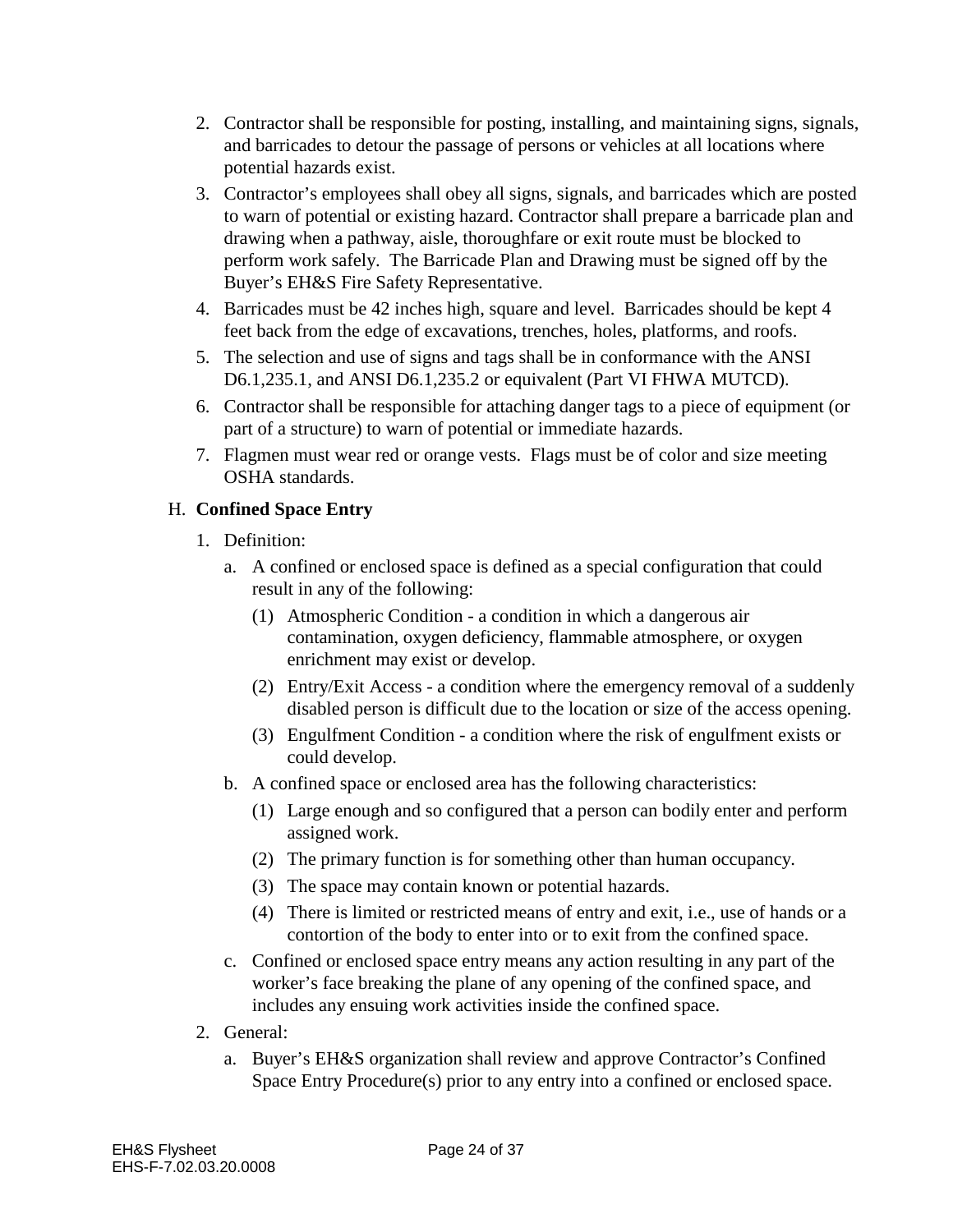2. Contractor shall be responsible for posting, installing, and maintaining signs, signals, and barricades to detour the passage of persons or vehicles at all locations where potential hazards exist.
3. Contractor's employees shall obey all signs, signals, and barricades which are posted to warn of potential or existing hazard. Contractor shall prepare a barricade plan and drawing when a pathway, aisle, thoroughfare or exit route must be blocked to perform work safely. The Barricade Plan and Drawing must be signed off by the Buyer's EH&S Fire Safety Representative.
4. Barricades must be 42 inches high, square and level. Barricades should be kept 4 feet back from the edge of excavations, trenches, holes, platforms, and roofs.
5. The selection and use of signs and tags shall be in conformance with the ANSI D6.1,235.1, and ANSI D6.1,235.2 or equivalent (Part VI FHWA MUTCD).
6. Contractor shall be responsible for attaching danger tags to a piece of equipment (or part of a structure) to warn of potential or immediate hazards.
7. Flagmen must wear red or orange vests. Flags must be of color and size meeting OSHA standards.

H. **Confined Space Entry**

1. Definition:
   a. A confined or enclosed space is defined as a special configuration that could result in any of the following:
      (1) Atmospheric Condition - a condition in which a dangerous air contamination, oxygen deficiency, flammable atmosphere, or oxygen enrichment may exist or develop.
      (2) Entry/Exit Access - a condition where the emergency removal of a suddenly disabled person is difficult due to the location or size of the access opening.
      (3) Engulfment Condition - a condition where the risk of engulfment exists or could develop.
   b. A confined space or enclosed area has the following characteristics:
      (1) Large enough and so configured that a person can bodily enter and perform assigned work.
      (2) The primary function is for something other than human occupancy.
      (3) The space may contain known or potential hazards.
      (4) There is limited or restricted means of entry and exit, i.e., use of hands or a contortion of the body to enter into or to exit from the confined space.
   c. Confined or enclosed space entry means any action resulting in any part of the worker's face breaking the plane of any opening of the confined space, and includes any ensuing work activities inside the confined space.
2. General:
   a. Buyer's EH&S organization shall review and approve Contractor's Confined Space Entry Procedure(s) prior to any entry into a confined or enclosed space.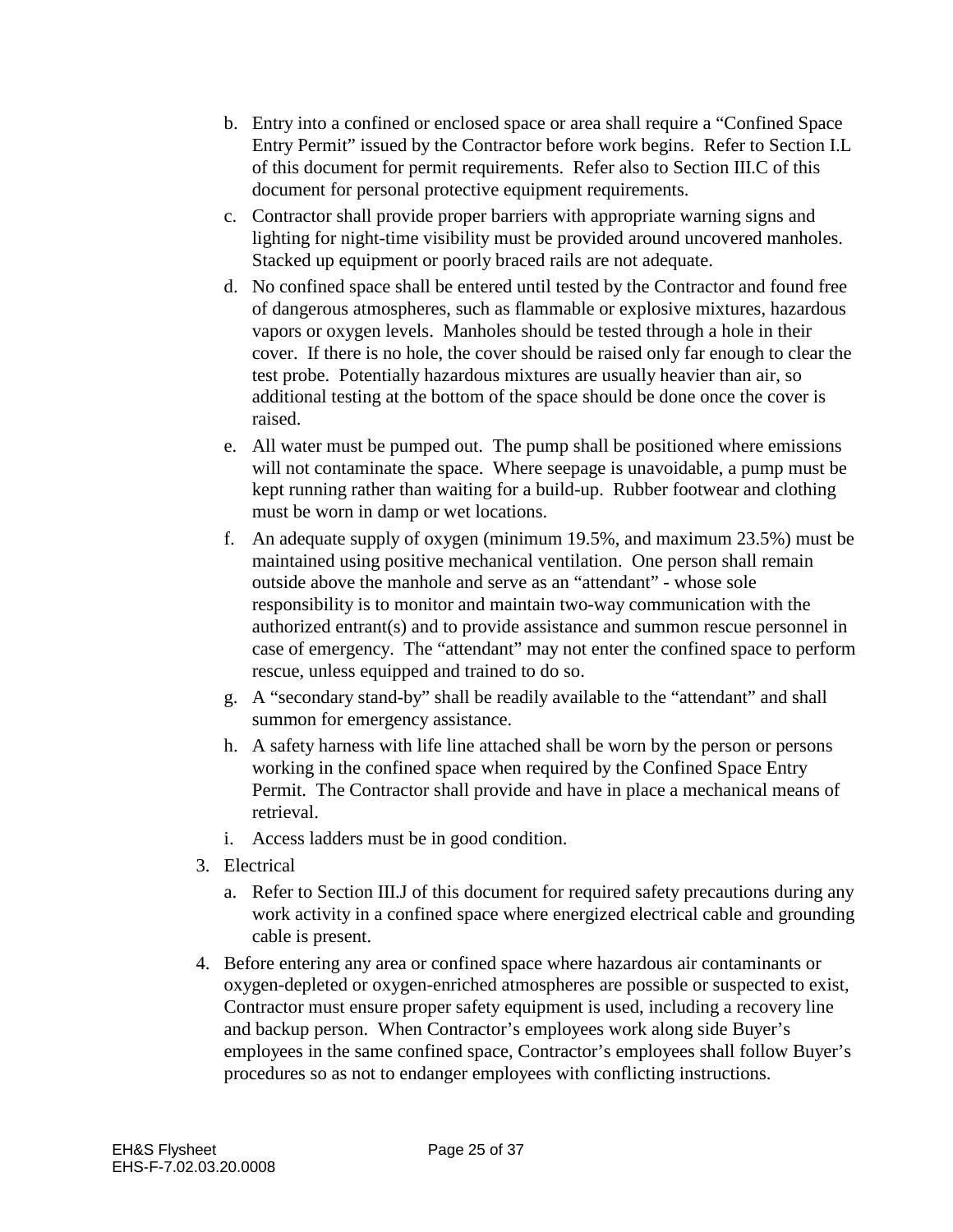b. Entry into a confined or enclosed space or area shall require a "Confined Space Entry Permit" issued by the Contractor before work begins. Refer to Section I.L of this document for permit requirements. Refer also to Section III.C of this document for personal protective equipment requirements.

c. Contractor shall provide proper barriers with appropriate warning signs and lighting for night-time visibility must be provided around uncovered manholes. Stacked up equipment or poorly braced rails are not adequate.

d. No confined space shall be entered until tested by the Contractor and found free of dangerous atmospheres, such as flammable or explosive mixtures, hazardous vapors or oxygen levels. Manholes should be tested through a hole in their cover. If there is no hole, the cover should be raised only far enough to clear the test probe. Potentially hazardous mixtures are usually heavier than air, so additional testing at the bottom of the space should be done once the cover is raised.

e. All water must be pumped out. The pump shall be positioned where emissions will not contaminate the space. Where seepage is unavoidable, a pump must be kept running rather than waiting for a build-up. Rubber footwear and clothing must be worn in damp or wet locations.

f. An adequate supply of oxygen (minimum 19.5%, and maximum 23.5%) must be maintained using positive mechanical ventilation. One person shall remain outside above the manhole and serve as an "attendant" - whose sole responsibility is to monitor and maintain two-way communication with the authorized entrant(s) and to provide assistance and summon rescue personnel in case of emergency. The "attendant" may not enter the confined space to perform rescue, unless equipped and trained to do so.

g. A "secondary stand-by" shall be readily available to the "attendant" and shall summon for emergency assistance.

h. A safety harness with life line attached shall be worn by the person or persons working in the confined space when required by the Confined Space Entry Permit. The Contractor shall provide and have in place a mechanical means of retrieval.

i. Access ladders must be in good condition.

3. Electrical

   a. Refer to Section III.J of this document for required safety precautions during any work activity in a confined space where energized electrical cable and grounding cable is present.

4. Before entering any area or confined space where hazardous air contaminants or oxygen-depleted or oxygen-enriched atmospheres are possible or suspected to exist, Contractor must ensure proper safety equipment is used, including a recovery line and backup person. When Contractor's employees work along side Buyer's employees in the same confined space, Contractor's employees shall follow Buyer's procedures so as not to endanger employees with conflicting instructions.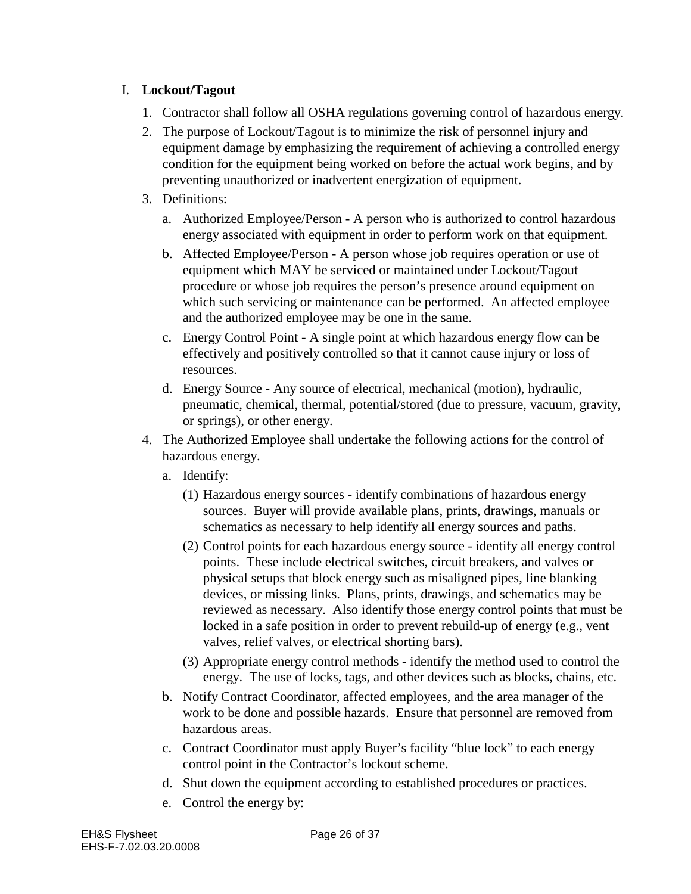## I. **Lockout/Tagout**

1. Contractor shall follow all OSHA regulations governing control of hazardous energy.
2. The purpose of Lockout/Tagout is to minimize the risk of personnel injury and equipment damage by emphasizing the requirement of achieving a controlled energy condition for the equipment being worked on before the actual work begins, and by preventing unauthorized or inadvertent energization of equipment.
3. Definitions:
   a. Authorized Employee/Person - A person who is authorized to control hazardous energy associated with equipment in order to perform work on that equipment.
   b. Affected Employee/Person - A person whose job requires operation or use of equipment which MAY be serviced or maintained under Lockout/Tagout procedure or whose job requires the person's presence around equipment on which such servicing or maintenance can be performed. An affected employee and the authorized employee may be one in the same.
   c. Energy Control Point - A single point at which hazardous energy flow can be effectively and positively controlled so that it cannot cause injury or loss of resources.
   d. Energy Source - Any source of electrical, mechanical (motion), hydraulic, pneumatic, chemical, thermal, potential/stored (due to pressure, vacuum, gravity, or springs), or other energy.
4. The Authorized Employee shall undertake the following actions for the control of hazardous energy.
   a. Identify:
      (1) Hazardous energy sources - identify combinations of hazardous energy sources. Buyer will provide available plans, prints, drawings, manuals or schematics as necessary to help identify all energy sources and paths.
      (2) Control points for each hazardous energy source - identify all energy control points. These include electrical switches, circuit breakers, and valves or physical setups that block energy such as misaligned pipes, line blanking devices, or missing links. Plans, prints, drawings, and schematics may be reviewed as necessary. Also identify those energy control points that must be locked in a safe position in order to prevent rebuild-up of energy (e.g., vent valves, relief valves, or electrical shorting bars).
      (3) Appropriate energy control methods - identify the method used to control the energy. The use of locks, tags, and other devices such as blocks, chains, etc.
   b. Notify Contract Coordinator, affected employees, and the area manager of the work to be done and possible hazards. Ensure that personnel are removed from hazardous areas.
   c. Contract Coordinator must apply Buyer's facility "blue lock" to each energy control point in the Contractor's lockout scheme.
   d. Shut down the equipment according to established procedures or practices.
   e. Control the energy by: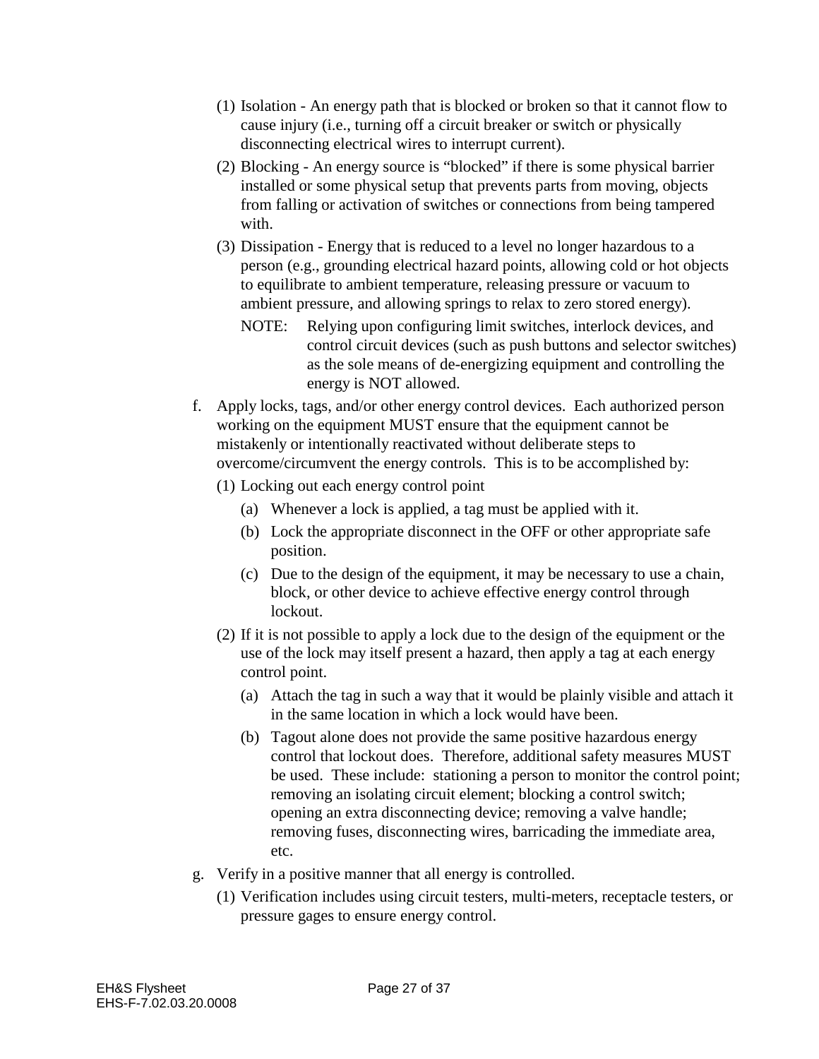(1) Isolation - An energy path that is blocked or broken so that it cannot flow to cause injury (i.e., turning off a circuit breaker or switch or physically disconnecting electrical wires to interrupt current).

(2) Blocking - An energy source is “blocked” if there is some physical barrier installed or some physical setup that prevents parts from moving, objects from falling or activation of switches or connections from being tampered with.

(3) Dissipation - Energy that is reduced to a level no longer hazardous to a person (e.g., grounding electrical hazard points, allowing cold or hot objects to equilibrate to ambient temperature, releasing pressure or vacuum to ambient pressure, and allowing springs to relax to zero stored energy).

NOTE: Relying upon configuring limit switches, interlock devices, and control circuit devices (such as push buttons and selector switches) as the sole means of de-energizing equipment and controlling the energy is NOT allowed.

f. Apply locks, tags, and/or other energy control devices. Each authorized person working on the equipment MUST ensure that the equipment cannot be mistakenly or intentionally reactivated without deliberate steps to overcome/circumvent the energy controls. This is to be accomplished by:

(1) Locking out each energy control point

(a) Whenever a lock is applied, a tag must be applied with it.

(b) Lock the appropriate disconnect in the OFF or other appropriate safe position.

(c) Due to the design of the equipment, it may be necessary to use a chain, block, or other device to achieve effective energy control through lockout.

(2) If it is not possible to apply a lock due to the design of the equipment or the use of the lock may itself present a hazard, then apply a tag at each energy control point.

(a) Attach the tag in such a way that it would be plainly visible and attach it in the same location in which a lock would have been.

(b) Tagout alone does not provide the same positive hazardous energy control that lockout does. Therefore, additional safety measures MUST be used. These include: stationing a person to monitor the control point; removing an isolating circuit element; blocking a control switch; opening an extra disconnecting device; removing a valve handle; removing fuses, disconnecting wires, barricading the immediate area, etc.

g. Verify in a positive manner that all energy is controlled.

(1) Verification includes using circuit testers, multi-meters, receptacle testers, or pressure gages to ensure energy control.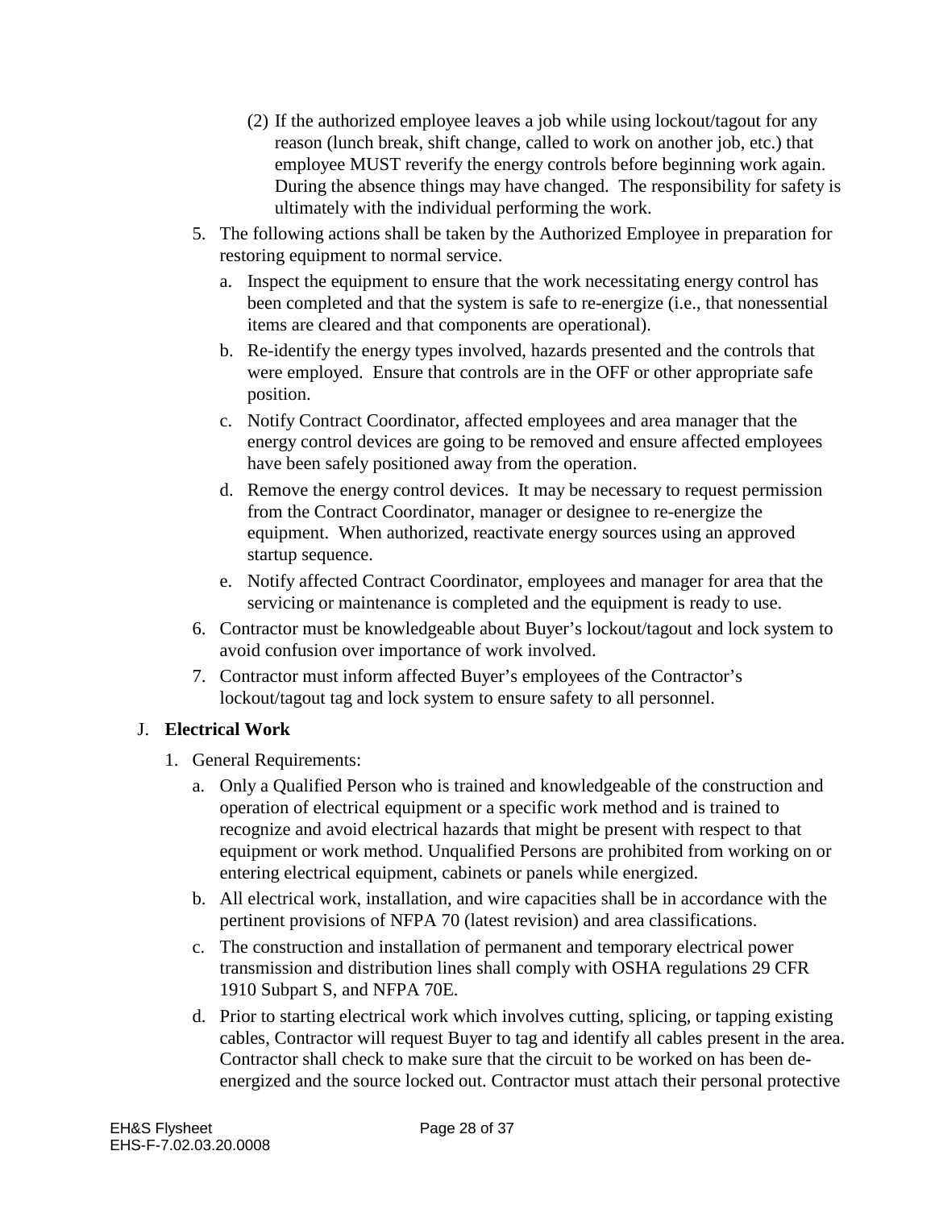(2) If the authorized employee leaves a job while using lockout/tagout for any reason (lunch break, shift change, called to work on another job, etc.) that employee MUST reverify the energy controls before beginning work again. During the absence things may have changed. The responsibility for safety is ultimately with the individual performing the work.

5. The following actions shall be taken by the Authorized Employee in preparation for restoring equipment to normal service.
   a. Inspect the equipment to ensure that the work necessitating energy control has been completed and that the system is safe to re-energize (i.e., that nonessential items are cleared and that components are operational).
   b. Re-identify the energy types involved, hazards presented and the controls that were employed. Ensure that controls are in the OFF or other appropriate safe position.
   c. Notify Contract Coordinator, affected employees and area manager that the energy control devices are going to be removed and ensure affected employees have been safely positioned away from the operation.
   d. Remove the energy control devices. It may be necessary to request permission from the Contract Coordinator, manager or designee to re-energize the equipment. When authorized, reactivate energy sources using an approved startup sequence.
   e. Notify affected Contract Coordinator, employees and manager for area that the servicing or maintenance is completed and the equipment is ready to use.
6. Contractor must be knowledgeable about Buyer's lockout/tagout and lock system to avoid confusion over importance of work involved.
7. Contractor must inform affected Buyer's employees of the Contractor's lockout/tagout tag and lock system to ensure safety to all personnel.

J. **Electrical Work**

1. General Requirements:
   a. Only a Qualified Person who is trained and knowledgeable of the construction and operation of electrical equipment or a specific work method and is trained to recognize and avoid electrical hazards that might be present with respect to that equipment or work method. Unqualified Persons are prohibited from working on or entering electrical equipment, cabinets or panels while energized.
   b. All electrical work, installation, and wire capacities shall be in accordance with the pertinent provisions of NFPA 70 (latest revision) and area classifications.
   c. The construction and installation of permanent and temporary electrical power transmission and distribution lines shall comply with OSHA regulations 29 CFR 1910 Subpart S, and NFPA 70E.
   d. Prior to starting electrical work which involves cutting, splicing, or tapping existing cables, Contractor will request Buyer to tag and identify all cables present in the area. Contractor shall check to make sure that the circuit to be worked on has been de-energized and the source locked out. Contractor must attach their personal protective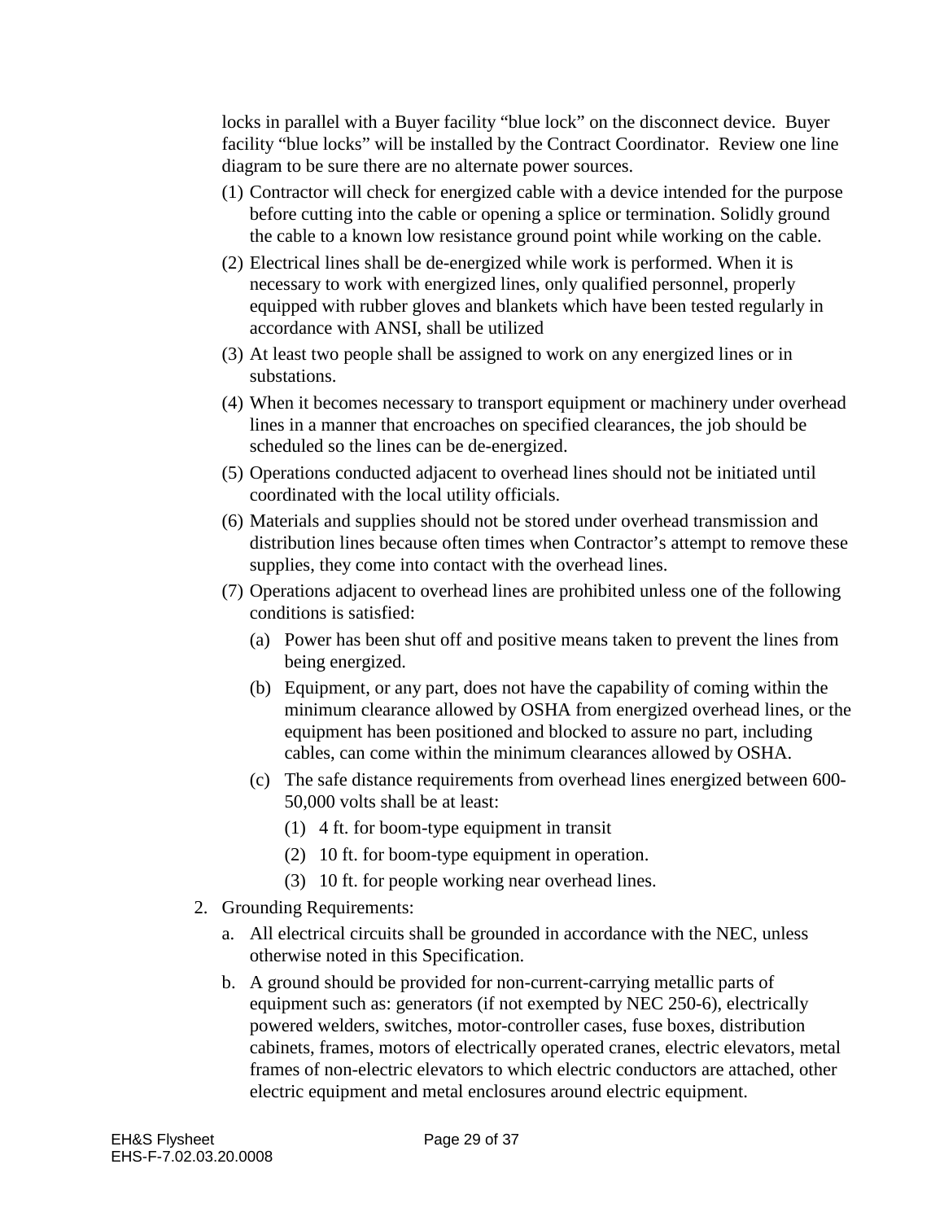locks in parallel with a Buyer facility "blue lock" on the disconnect device. Buyer facility "blue locks" will be installed by the Contract Coordinator. Review one line diagram to be sure there are no alternate power sources.

(1) Contractor will check for energized cable with a device intended for the purpose before cutting into the cable or opening a splice or termination. Solidly ground the cable to a known low resistance ground point while working on the cable.

(2) Electrical lines shall be de-energized while work is performed. When it is necessary to work with energized lines, only qualified personnel, properly equipped with rubber gloves and blankets which have been tested regularly in accordance with ANSI, shall be utilized

(3) At least two people shall be assigned to work on any energized lines or in substations.

(4) When it becomes necessary to transport equipment or machinery under overhead lines in a manner that encroaches on specified clearances, the job should be scheduled so the lines can be de-energized.

(5) Operations conducted adjacent to overhead lines should not be initiated until coordinated with the local utility officials.

(6) Materials and supplies should not be stored under overhead transmission and distribution lines because often times when Contractor's attempt to remove these supplies, they come into contact with the overhead lines.

(7) Operations adjacent to overhead lines are prohibited unless one of the following conditions is satisfied:

   (a) Power has been shut off and positive means taken to prevent the lines from being energized.

   (b) Equipment, or any part, does not have the capability of coming within the minimum clearance allowed by OSHA from energized overhead lines, or the equipment has been positioned and blocked to assure no part, including cables, can come within the minimum clearances allowed by OSHA.

   (c) The safe distance requirements from overhead lines energized between 600-50,000 volts shall be at least:

      (1) 4 ft. for boom-type equipment in transit

      (2) 10 ft. for boom-type equipment in operation.

      (3) 10 ft. for people working near overhead lines.

2. Grounding Requirements:

   a. All electrical circuits shall be grounded in accordance with the NEC, unless otherwise noted in this Specification.

   b. A ground should be provided for non-current-carrying metallic parts of equipment such as: generators (if not exempted by NEC 250-6), electrically powered welders, switches, motor-controller cases, fuse boxes, distribution cabinets, frames, motors of electrically operated cranes, electric elevators, metal frames of non-electric elevators to which electric conductors are attached, other electric equipment and metal enclosures around electric equipment.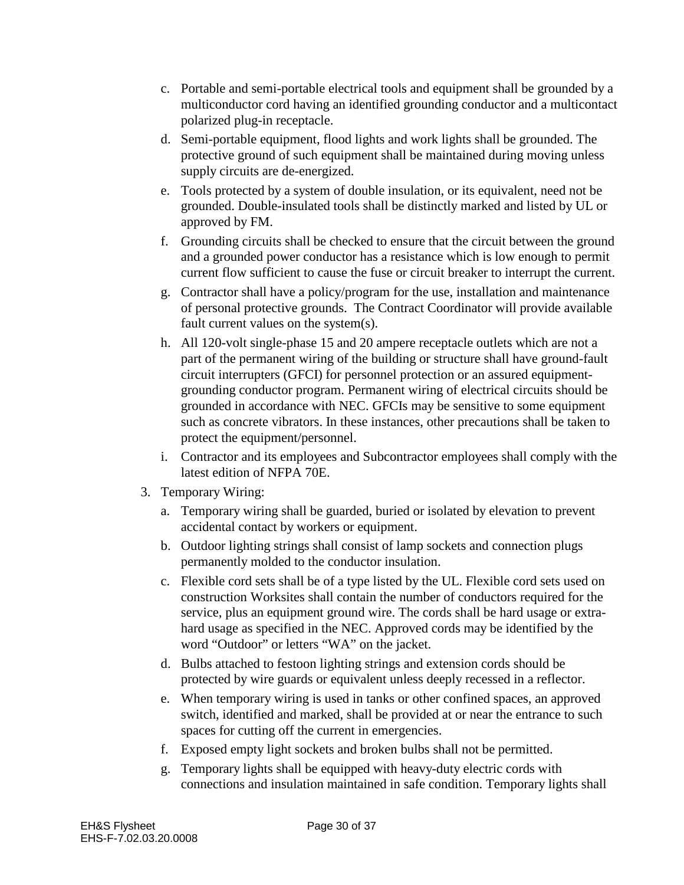c. Portable and semi-portable electrical tools and equipment shall be grounded by a multiconductor cord having an identified grounding conductor and a multicontact polarized plug-in receptacle.

d. Semi-portable equipment, flood lights and work lights shall be grounded. The protective ground of such equipment shall be maintained during moving unless supply circuits are de-energized.

e. Tools protected by a system of double insulation, or its equivalent, need not be grounded. Double-insulated tools shall be distinctly marked and listed by UL or approved by FM.

f. Grounding circuits shall be checked to ensure that the circuit between the ground and a grounded power conductor has a resistance which is low enough to permit current flow sufficient to cause the fuse or circuit breaker to interrupt the current.

g. Contractor shall have a policy/program for the use, installation and maintenance of personal protective grounds. The Contract Coordinator will provide available fault current values on the system(s).

h. All 120-volt single-phase 15 and 20 ampere receptacle outlets which are not a part of the permanent wiring of the building or structure shall have ground-fault circuit interrupters (GFCI) for personnel protection or an assured equipment-grounding conductor program. Permanent wiring of electrical circuits should be grounded in accordance with NEC. GFCIs may be sensitive to some equipment such as concrete vibrators. In these instances, other precautions shall be taken to protect the equipment/personnel.

i. Contractor and its employees and Subcontractor employees shall comply with the latest edition of NFPA 70E.

3. Temporary Wiring:

   a. Temporary wiring shall be guarded, buried or isolated by elevation to prevent accidental contact by workers or equipment.

   b. Outdoor lighting strings shall consist of lamp sockets and connection plugs permanently molded to the conductor insulation.

   c. Flexible cord sets shall be of a type listed by the UL. Flexible cord sets used on construction Worksites shall contain the number of conductors required for the service, plus an equipment ground wire. The cords shall be hard usage or extra-hard usage as specified in the NEC. Approved cords may be identified by the word “Outdoor” or letters “WA” on the jacket.

   d. Bulbs attached to festoon lighting strings and extension cords should be protected by wire guards or equivalent unless deeply recessed in a reflector.

   e. When temporary wiring is used in tanks or other confined spaces, an approved switch, identified and marked, shall be provided at or near the entrance to such spaces for cutting off the current in emergencies.

   f. Exposed empty light sockets and broken bulbs shall not be permitted.

   g. Temporary lights shall be equipped with heavy-duty electric cords with connections and insulation maintained in safe condition. Temporary lights shall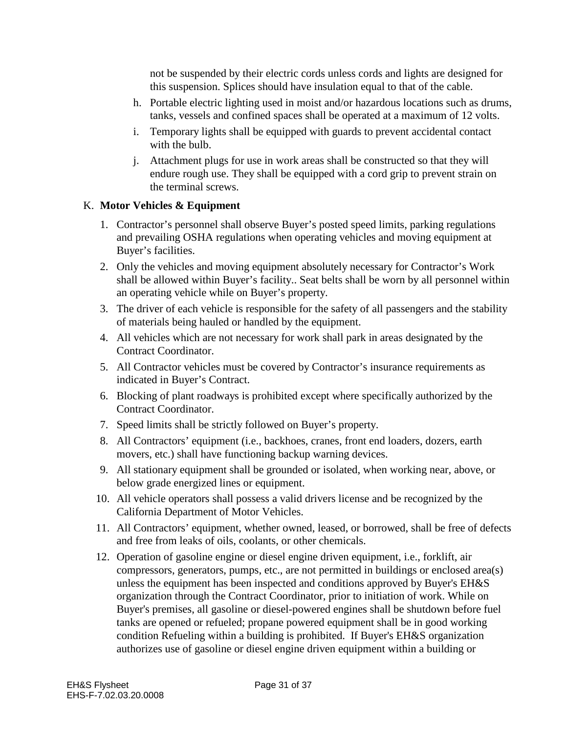not be suspended by their electric cords unless cords and lights are designed for this suspension. Splices should have insulation equal to that of the cable.

h. Portable electric lighting used in moist and/or hazardous locations such as drums, tanks, vessels and confined spaces shall be operated at a maximum of 12 volts.

i. Temporary lights shall be equipped with guards to prevent accidental contact with the bulb.

j. Attachment plugs for use in work areas shall be constructed so that they will endure rough use. They shall be equipped with a cord grip to prevent strain on the terminal screws.

K. **Motor Vehicles & Equipment**

1. Contractor's personnel shall observe Buyer's posted speed limits, parking regulations and prevailing OSHA regulations when operating vehicles and moving equipment at Buyer's facilities.
2. Only the vehicles and moving equipment absolutely necessary for Contractor's Work shall be allowed within Buyer's facility.. Seat belts shall be worn by all personnel within an operating vehicle while on Buyer's property.
3. The driver of each vehicle is responsible for the safety of all passengers and the stability of materials being hauled or handled by the equipment.
4. All vehicles which are not necessary for work shall park in areas designated by the Contract Coordinator.
5. All Contractor vehicles must be covered by Contractor's insurance requirements as indicated in Buyer's Contract.
6. Blocking of plant roadways is prohibited except where specifically authorized by the Contract Coordinator.
7. Speed limits shall be strictly followed on Buyer's property.
8. All Contractors' equipment (i.e., backhoes, cranes, front end loaders, dozers, earth movers, etc.) shall have functioning backup warning devices.
9. All stationary equipment shall be grounded or isolated, when working near, above, or below grade energized lines or equipment.
10. All vehicle operators shall possess a valid drivers license and be recognized by the California Department of Motor Vehicles.
11. All Contractors' equipment, whether owned, leased, or borrowed, shall be free of defects and free from leaks of oils, coolants, or other chemicals.
12. Operation of gasoline engine or diesel engine driven equipment, i.e., forklift, air compressors, generators, pumps, etc., are not permitted in buildings or enclosed area(s) unless the equipment has been inspected and conditions approved by Buyer's EH&S organization through the Contract Coordinator, prior to initiation of work. While on Buyer's premises, all gasoline or diesel-powered engines shall be shutdown before fuel tanks are opened or refueled; propane powered equipment shall be in good working condition Refueling within a building is prohibited. If Buyer's EH&S organization authorizes use of gasoline or diesel engine driven equipment within a building or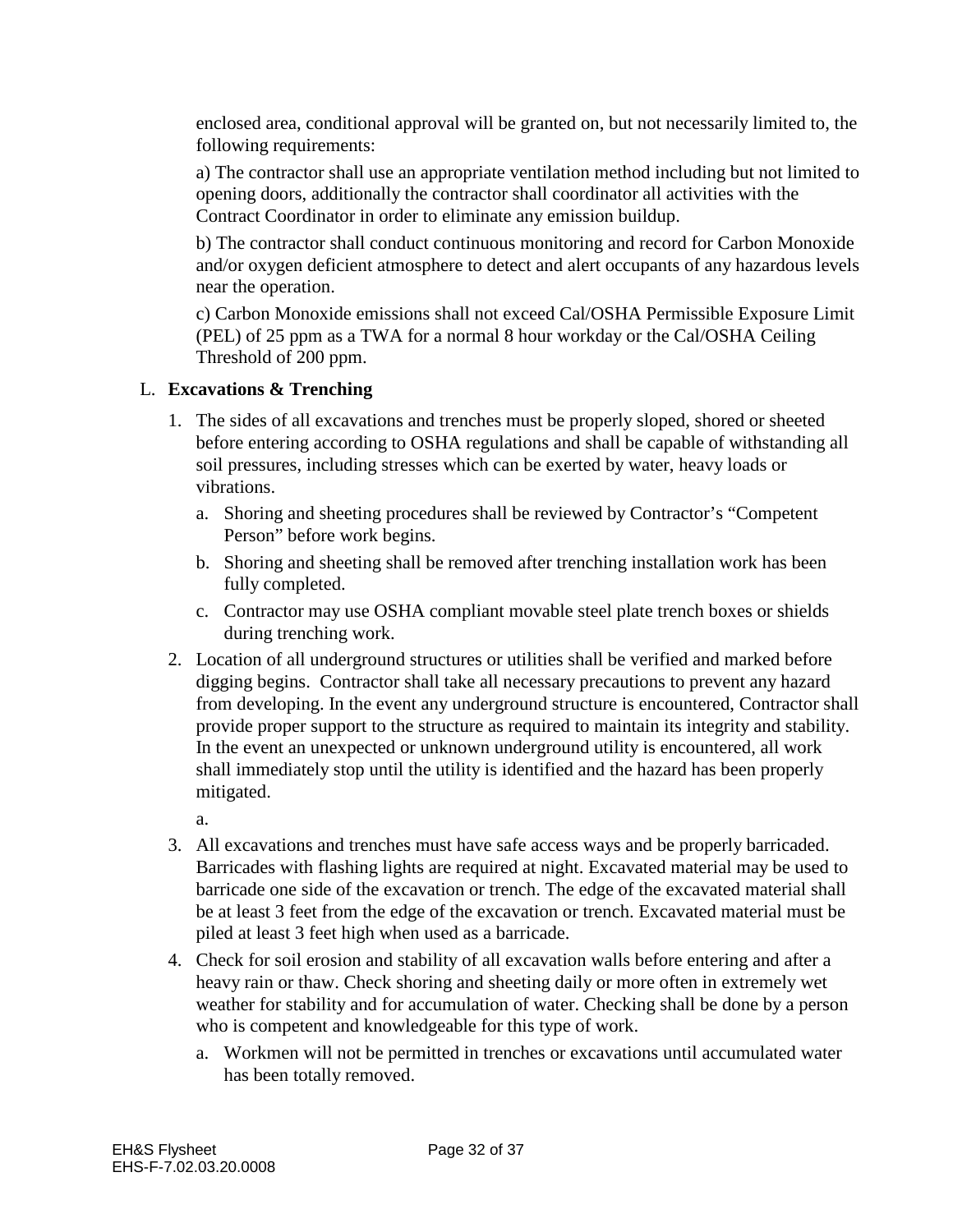enclosed area, conditional approval will be granted on, but not necessarily limited to, the following requirements:

a) The contractor shall use an appropriate ventilation method including but not limited to opening doors, additionally the contractor shall coordinator all activities with the Contract Coordinator in order to eliminate any emission buildup.

b) The contractor shall conduct continuous monitoring and record for Carbon Monoxide and/or oxygen deficient atmosphere to detect and alert occupants of any hazardous levels near the operation.

c) Carbon Monoxide emissions shall not exceed Cal/OSHA Permissible Exposure Limit (PEL) of 25 ppm as a TWA for a normal 8 hour workday or the Cal/OSHA Ceiling Threshold of 200 ppm.

L. **Excavations & Trenching**

1. The sides of all excavations and trenches must be properly sloped, shored or sheeted before entering according to OSHA regulations and shall be capable of withstanding all soil pressures, including stresses which can be exerted by water, heavy loads or vibrations.
   a. Shoring and sheeting procedures shall be reviewed by Contractor's "Competent Person" before work begins.
   b. Shoring and sheeting shall be removed after trenching installation work has been fully completed.
   c. Contractor may use OSHA compliant movable steel plate trench boxes or shields during trenching work.
2. Location of all underground structures or utilities shall be verified and marked before digging begins. Contractor shall take all necessary precautions to prevent any hazard from developing. In the event any underground structure is encountered, Contractor shall provide proper support to the structure as required to maintain its integrity and stability. In the event an unexpected or unknown underground utility is encountered, all work shall immediately stop until the utility is identified and the hazard has been properly mitigated.
   a.
3. All excavations and trenches must have safe access ways and be properly barricaded. Barricades with flashing lights are required at night. Excavated material may be used to barricade one side of the excavation or trench. The edge of the excavated material shall be at least 3 feet from the edge of the excavation or trench. Excavated material must be piled at least 3 feet high when used as a barricade.
4. Check for soil erosion and stability of all excavation walls before entering and after a heavy rain or thaw. Check shoring and sheeting daily or more often in extremely wet weather for stability and for accumulation of water. Checking shall be done by a person who is competent and knowledgeable for this type of work.
   a. Workmen will not be permitted in trenches or excavations until accumulated water has been totally removed.

EH&S Flysheet
EHS-F-7.02.03.20.0008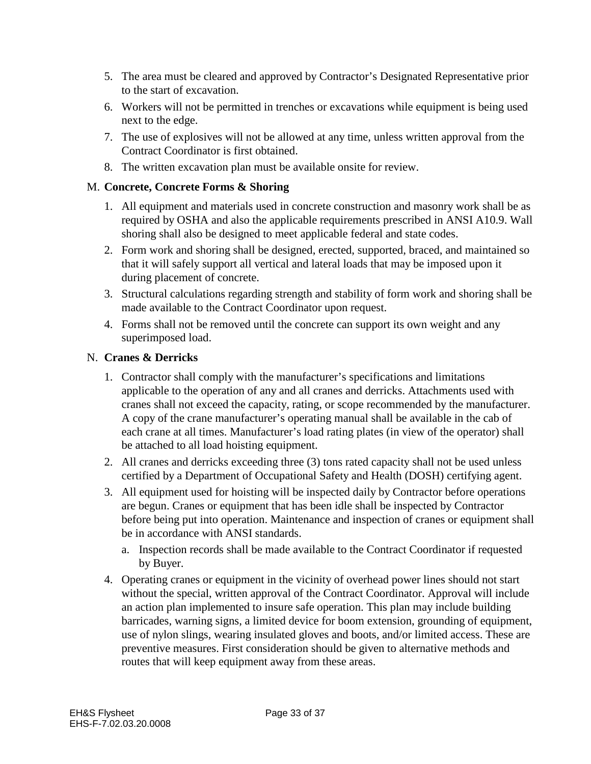5. The area must be cleared and approved by Contractor's Designated Representative prior to the start of excavation.
6. Workers will not be permitted in trenches or excavations while equipment is being used next to the edge.
7. The use of explosives will not be allowed at any time, unless written approval from the Contract Coordinator is first obtained.
8. The written excavation plan must be available onsite for review.

M. **Concrete, Concrete Forms & Shoring**

1. All equipment and materials used in concrete construction and masonry work shall be as required by OSHA and also the applicable requirements prescribed in ANSI A10.9. Wall shoring shall also be designed to meet applicable federal and state codes.
2. Form work and shoring shall be designed, erected, supported, braced, and maintained so that it will safely support all vertical and lateral loads that may be imposed upon it during placement of concrete.
3. Structural calculations regarding strength and stability of form work and shoring shall be made available to the Contract Coordinator upon request.
4. Forms shall not be removed until the concrete can support its own weight and any superimposed load.

N. **Cranes & Derricks**

1. Contractor shall comply with the manufacturer's specifications and limitations applicable to the operation of any and all cranes and derricks. Attachments used with cranes shall not exceed the capacity, rating, or scope recommended by the manufacturer. A copy of the crane manufacturer's operating manual shall be available in the cab of each crane at all times. Manufacturer's load rating plates (in view of the operator) shall be attached to all load hoisting equipment.
2. All cranes and derricks exceeding three (3) tons rated capacity shall not be used unless certified by a Department of Occupational Safety and Health (DOSH) certifying agent.
3. All equipment used for hoisting will be inspected daily by Contractor before operations are begun. Cranes or equipment that has been idle shall be inspected by Contractor before being put into operation. Maintenance and inspection of cranes or equipment shall be in accordance with ANSI standards.
   a. Inspection records shall be made available to the Contract Coordinator if requested by Buyer.
4. Operating cranes or equipment in the vicinity of overhead power lines should not start without the special, written approval of the Contract Coordinator. Approval will include an action plan implemented to insure safe operation. This plan may include building barricades, warning signs, a limited device for boom extension, grounding of equipment, use of nylon slings, wearing insulated gloves and boots, and/or limited access. These are preventive measures. First consideration should be given to alternative methods and routes that will keep equipment away from these areas.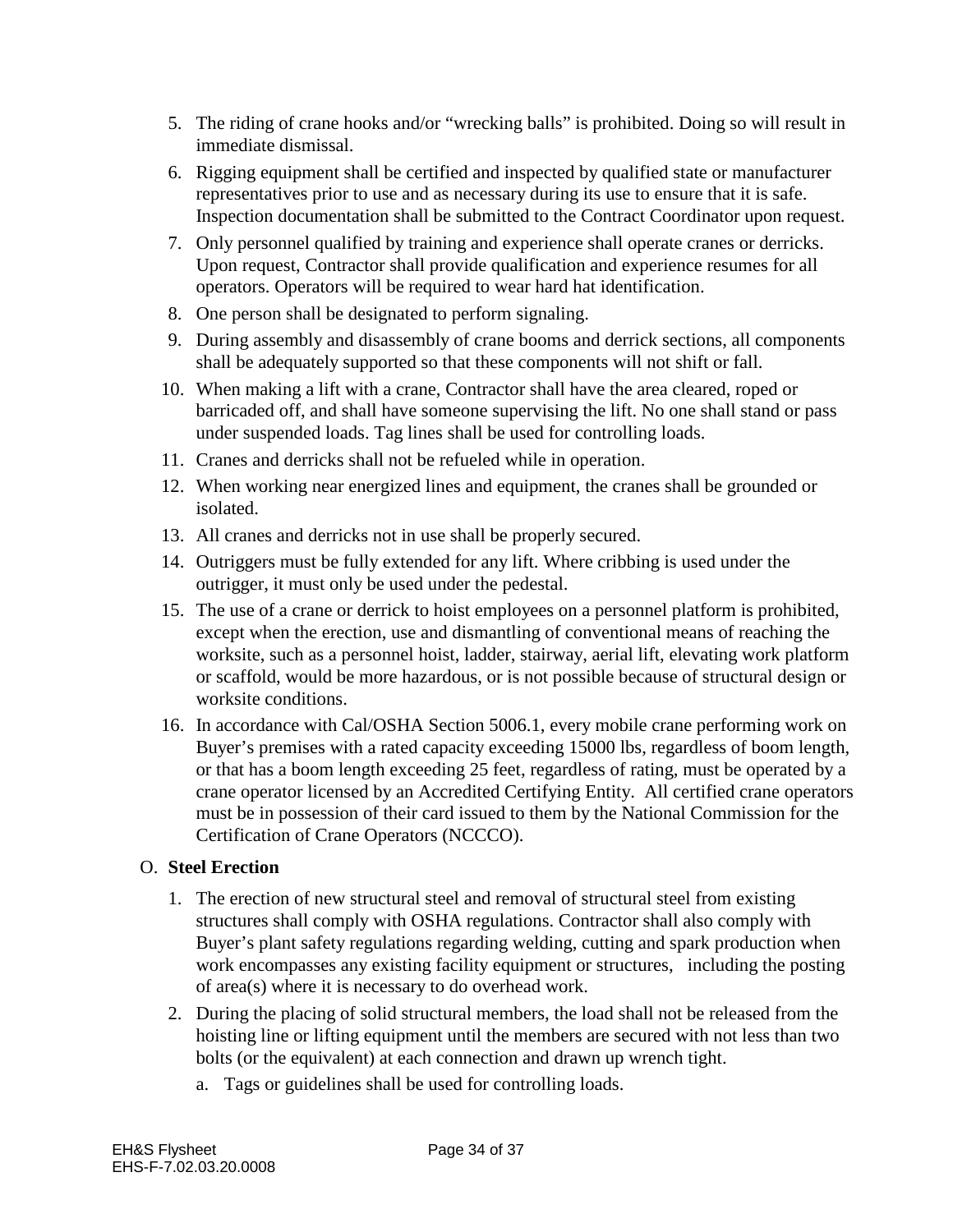5. The riding of crane hooks and/or “wrecking balls” is prohibited. Doing so will result in immediate dismissal.
6. Rigging equipment shall be certified and inspected by qualified state or manufacturer representatives prior to use and as necessary during its use to ensure that it is safe. Inspection documentation shall be submitted to the Contract Coordinator upon request.
7. Only personnel qualified by training and experience shall operate cranes or derricks. Upon request, Contractor shall provide qualification and experience resumes for all operators. Operators will be required to wear hard hat identification.
8. One person shall be designated to perform signaling.
9. During assembly and disassembly of crane booms and derrick sections, all components shall be adequately supported so that these components will not shift or fall.
10. When making a lift with a crane, Contractor shall have the area cleared, roped or barricaded off, and shall have someone supervising the lift. No one shall stand or pass under suspended loads. Tag lines shall be used for controlling loads.
11. Cranes and derricks shall not be refueled while in operation.
12. When working near energized lines and equipment, the cranes shall be grounded or isolated.
13. All cranes and derricks not in use shall be properly secured.
14. Outriggers must be fully extended for any lift. Where cribbing is used under the outrigger, it must only be used under the pedestal.
15. The use of a crane or derrick to hoist employees on a personnel platform is prohibited, except when the erection, use and dismantling of conventional means of reaching the worksite, such as a personnel hoist, ladder, stairway, aerial lift, elevating work platform or scaffold, would be more hazardous, or is not possible because of structural design or worksite conditions.
16. In accordance with Cal/OSHA Section 5006.1, every mobile crane performing work on Buyer’s premises with a rated capacity exceeding 15000 lbs, regardless of boom length, or that has a boom length exceeding 25 feet, regardless of rating, must be operated by a crane operator licensed by an Accredited Certifying Entity. All certified crane operators must be in possession of their card issued to them by the National Commission for the Certification of Crane Operators (NCCCO).

O. **Steel Erection**

1. The erection of new structural steel and removal of structural steel from existing structures shall comply with OSHA regulations. Contractor shall also comply with Buyer’s plant safety regulations regarding welding, cutting and spark production when work encompasses any existing facility equipment or structures, including the posting of area(s) where it is necessary to do overhead work.
2. During the placing of solid structural members, the load shall not be released from the hoisting line or lifting equipment until the members are secured with not less than two bolts (or the equivalent) at each connection and drawn up wrench tight.
    a. Tags or guidelines shall be used for controlling loads.

EH&S Flysheet
EHS-F-7.02.03.20.0008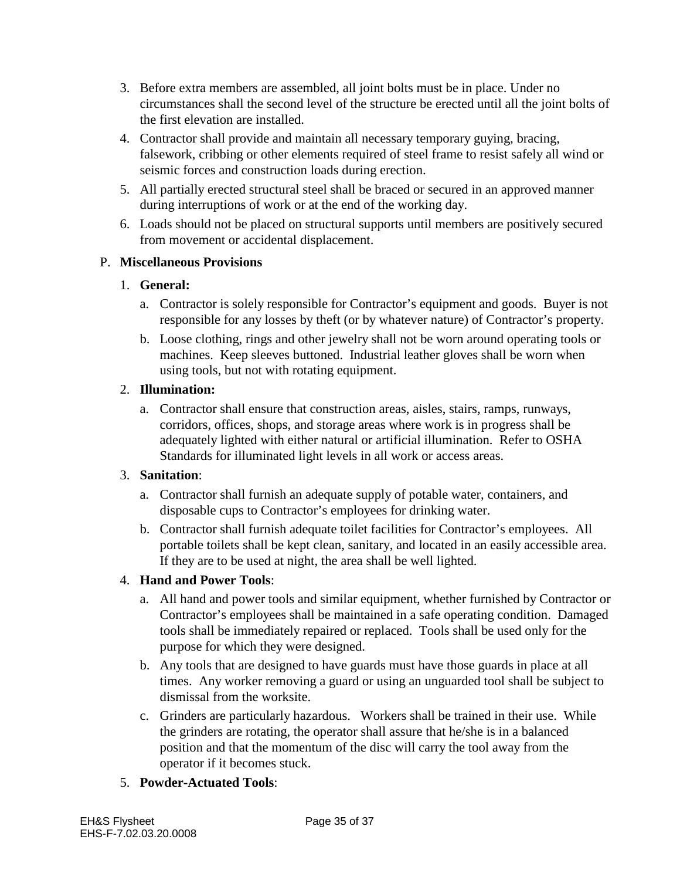3. Before extra members are assembled, all joint bolts must be in place. Under no circumstances shall the second level of the structure be erected until all the joint bolts of the first elevation are installed.
4. Contractor shall provide and maintain all necessary temporary guying, bracing, falsework, cribbing or other elements required of steel frame to resist safely all wind or seismic forces and construction loads during erection.
5. All partially erected structural steel shall be braced or secured in an approved manner during interruptions of work or at the end of the working day.
6. Loads should not be placed on structural supports until members are positively secured from movement or accidental displacement.

P. **Miscellaneous Provisions**

1. **General:**
   a. Contractor is solely responsible for Contractor's equipment and goods. Buyer is not responsible for any losses by theft (or by whatever nature) of Contractor's property.
   b. Loose clothing, rings and other jewelry shall not be worn around operating tools or machines. Keep sleeves buttoned. Industrial leather gloves shall be worn when using tools, but not with rotating equipment.

2. **Illumination:**
   a. Contractor shall ensure that construction areas, aisles, stairs, ramps, runways, corridors, offices, shops, and storage areas where work is in progress shall be adequately lighted with either natural or artificial illumination. Refer to OSHA Standards for illuminated light levels in all work or access areas.

3. **Sanitation**:
   a. Contractor shall furnish an adequate supply of potable water, containers, and disposable cups to Contractor's employees for drinking water.
   b. Contractor shall furnish adequate toilet facilities for Contractor's employees. All portable toilets shall be kept clean, sanitary, and located in an easily accessible area. If they are to be used at night, the area shall be well lighted.

4. **Hand and Power Tools**:
   a. All hand and power tools and similar equipment, whether furnished by Contractor or Contractor's employees shall be maintained in a safe operating condition. Damaged tools shall be immediately repaired or replaced. Tools shall be used only for the purpose for which they were designed.
   b. Any tools that are designed to have guards must have those guards in place at all times. Any worker removing a guard or using an unguarded tool shall be subject to dismissal from the worksite.
   c. Grinders are particularly hazardous. Workers shall be trained in their use. While the grinders are rotating, the operator shall assure that he/she is in a balanced position and that the momentum of the disc will carry the tool away from the operator if it becomes stuck.

5. **Powder-Actuated Tools**: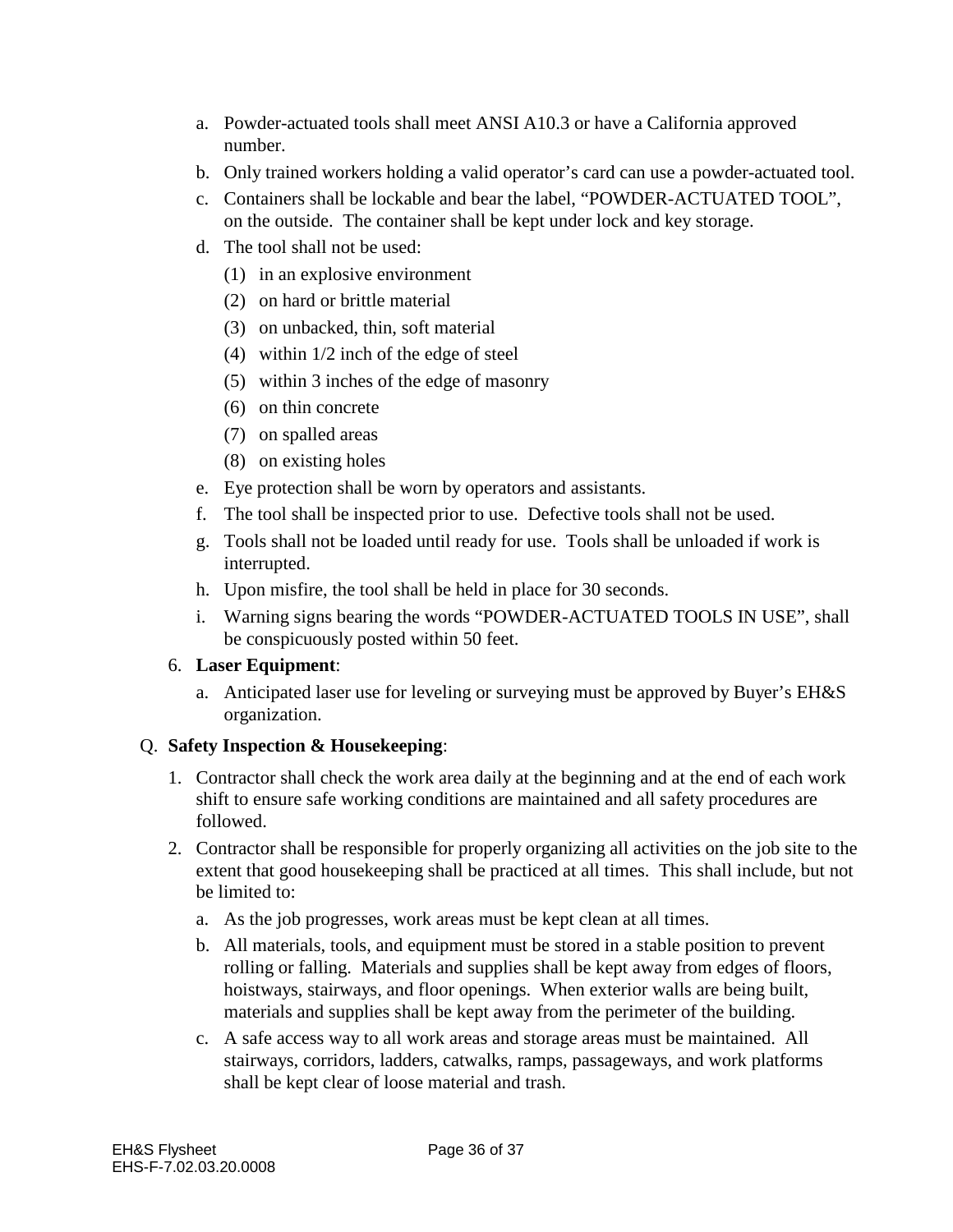a. Powder-actuated tools shall meet ANSI A10.3 or have a California approved number.
b. Only trained workers holding a valid operator's card can use a powder-actuated tool.
c. Containers shall be lockable and bear the label, "POWDER-ACTUATED TOOL", on the outside. The container shall be kept under lock and key storage.
d. The tool shall not be used:
   (1) in an explosive environment
   (2) on hard or brittle material
   (3) on unbacked, thin, soft material
   (4) within 1/2 inch of the edge of steel
   (5) within 3 inches of the edge of masonry
   (6) on thin concrete
   (7) on spalled areas
   (8) on existing holes
e. Eye protection shall be worn by operators and assistants.
f. The tool shall be inspected prior to use. Defective tools shall not be used.
g. Tools shall not be loaded until ready for use. Tools shall be unloaded if work is interrupted.
h. Upon misfire, the tool shall be held in place for 30 seconds.
i. Warning signs bearing the words "POWDER-ACTUATED TOOLS IN USE", shall be conspicuously posted within 50 feet.

6. **Laser Equipment**:
   a. Anticipated laser use for leveling or surveying must be approved by Buyer's EH&S organization.

Q. **Safety Inspection & Housekeeping**:

1. Contractor shall check the work area daily at the beginning and at the end of each work shift to ensure safe working conditions are maintained and all safety procedures are followed.
2. Contractor shall be responsible for properly organizing all activities on the job site to the extent that good housekeeping shall be practiced at all times. This shall include, but not be limited to:
   a. As the job progresses, work areas must be kept clean at all times.
   b. All materials, tools, and equipment must be stored in a stable position to prevent rolling or falling. Materials and supplies shall be kept away from edges of floors, hoistways, stairways, and floor openings. When exterior walls are being built, materials and supplies shall be kept away from the perimeter of the building.
   c. A safe access way to all work areas and storage areas must be maintained. All stairways, corridors, ladders, catwalks, ramps, passageways, and work platforms shall be kept clear of loose material and trash.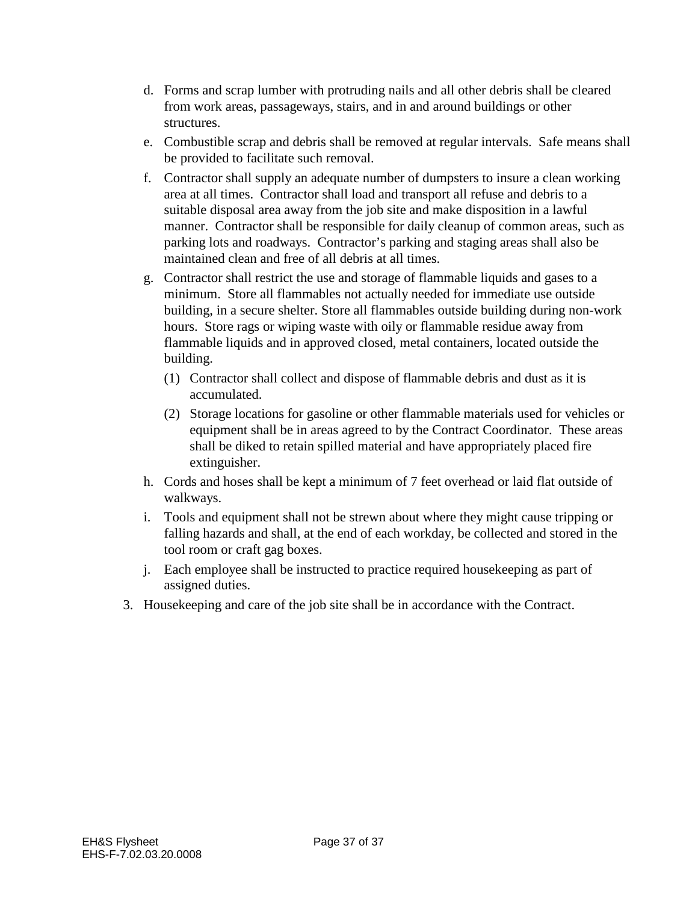d. Forms and scrap lumber with protruding nails and all other debris shall be cleared from work areas, passageways, stairs, and in and around buildings or other structures.

e. Combustible scrap and debris shall be removed at regular intervals. Safe means shall be provided to facilitate such removal.

f. Contractor shall supply an adequate number of dumpsters to insure a clean working area at all times. Contractor shall load and transport all refuse and debris to a suitable disposal area away from the job site and make disposition in a lawful manner. Contractor shall be responsible for daily cleanup of common areas, such as parking lots and roadways. Contractor's parking and staging areas shall also be maintained clean and free of all debris at all times.

g. Contractor shall restrict the use and storage of flammable liquids and gases to a minimum. Store all flammables not actually needed for immediate use outside building, in a secure shelter. Store all flammables outside building during non-work hours. Store rags or wiping waste with oily or flammable residue away from flammable liquids and in approved closed, metal containers, located outside the building.

   (1) Contractor shall collect and dispose of flammable debris and dust as it is accumulated.

   (2) Storage locations for gasoline or other flammable materials used for vehicles or equipment shall be in areas agreed to by the Contract Coordinator. These areas shall be diked to retain spilled material and have appropriately placed fire extinguisher.

h. Cords and hoses shall be kept a minimum of 7 feet overhead or laid flat outside of walkways.

i. Tools and equipment shall not be strewn about where they might cause tripping or falling hazards and shall, at the end of each workday, be collected and stored in the tool room or craft gag boxes.

j. Each employee shall be instructed to practice required housekeeping as part of assigned duties.

3. Housekeeping and care of the job site shall be in accordance with the Contract.